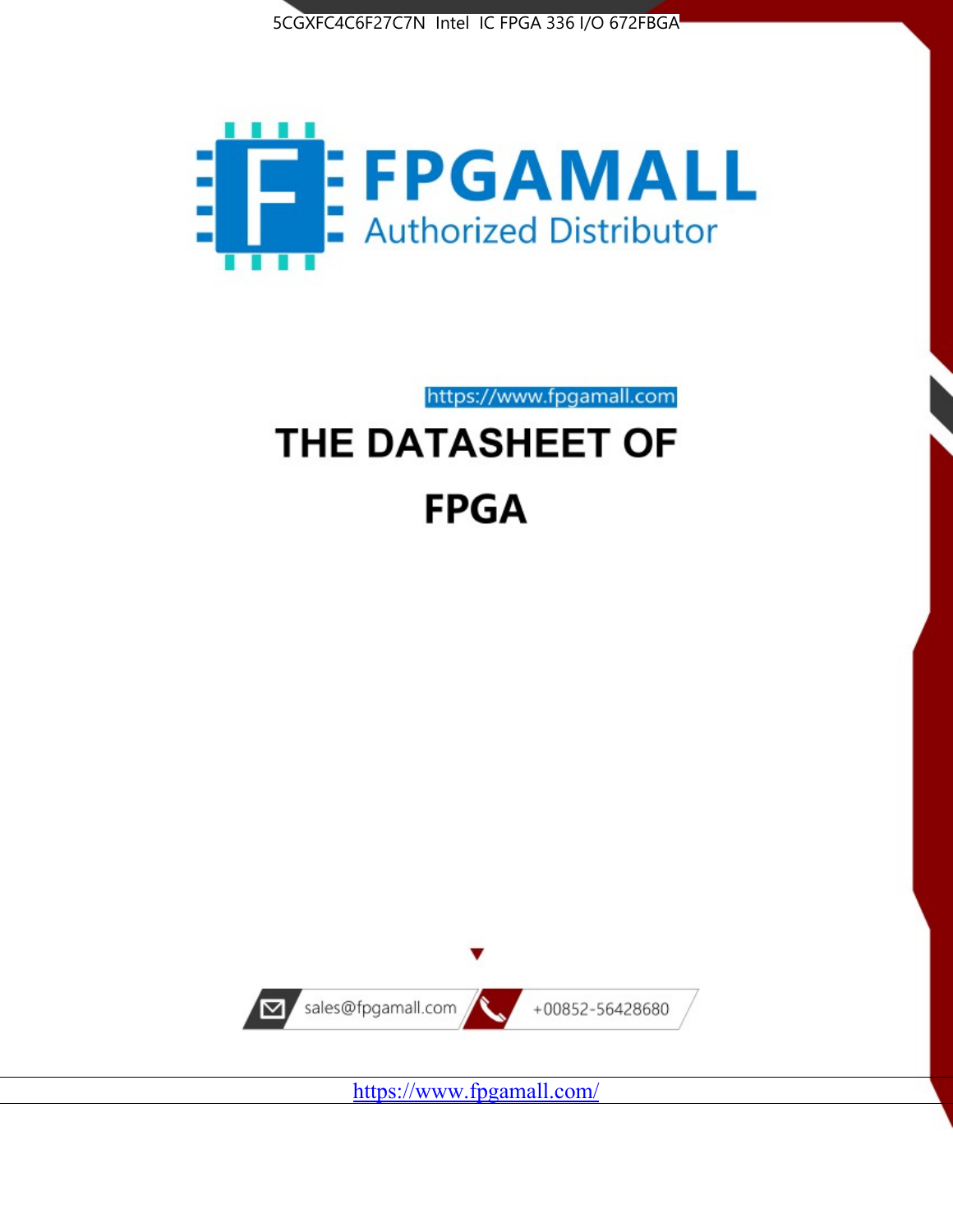5CGXFC4C6F27C7N Intel IC FPGA 336 I/O 672FBGA

FPGAMALL

Authorized Distributor

https://www.fpgamall.com

# THE DATASHEET OF

# FPGA

sales@fpgamall.com

+00852-56428680

https://www.fpgamall.com/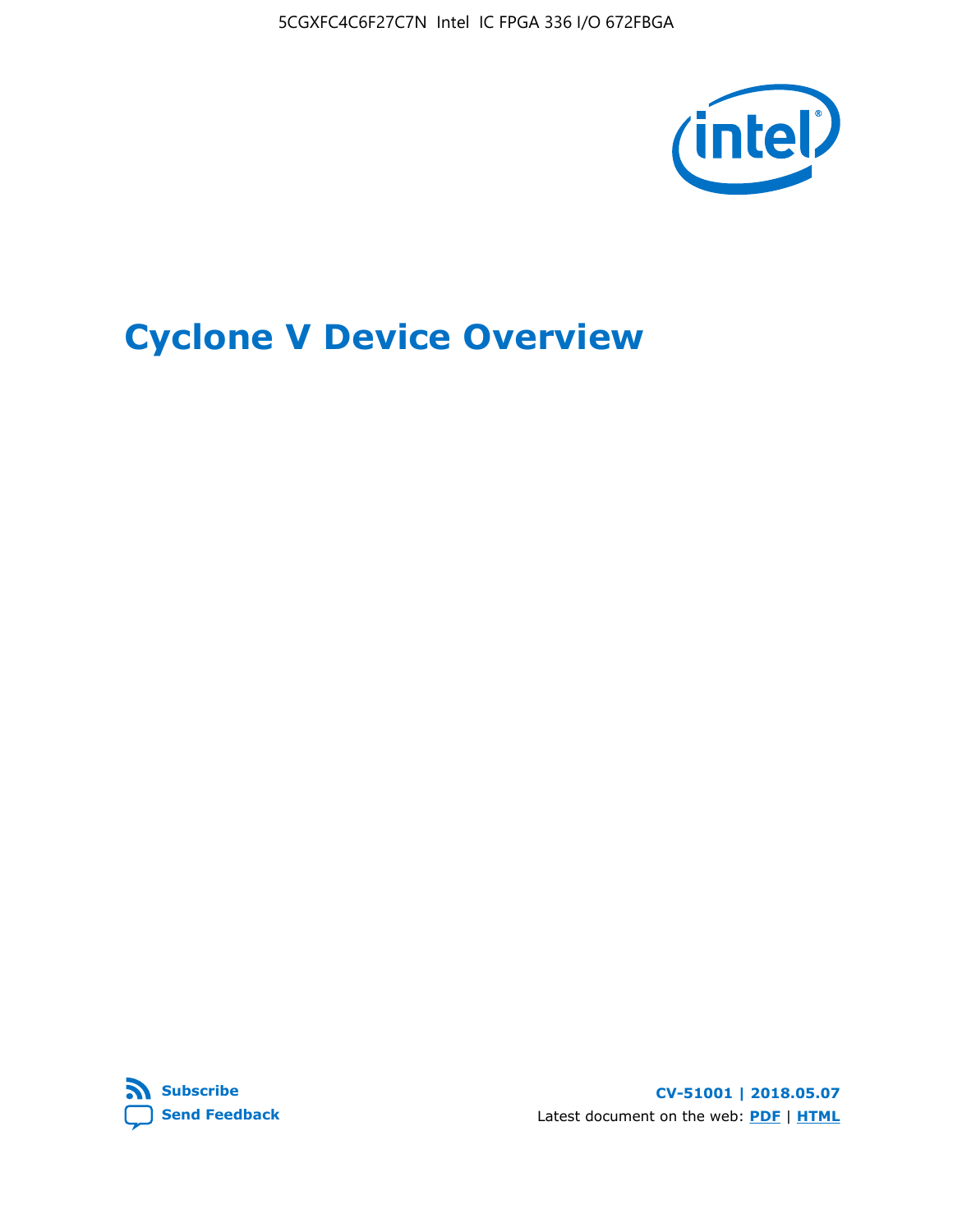# Cyclone V Device Overview

**Subscribe**

**Send Feedback**

**CV-51001 | 2018.05.07**

Latest document on the web: **PDF** | **HTML**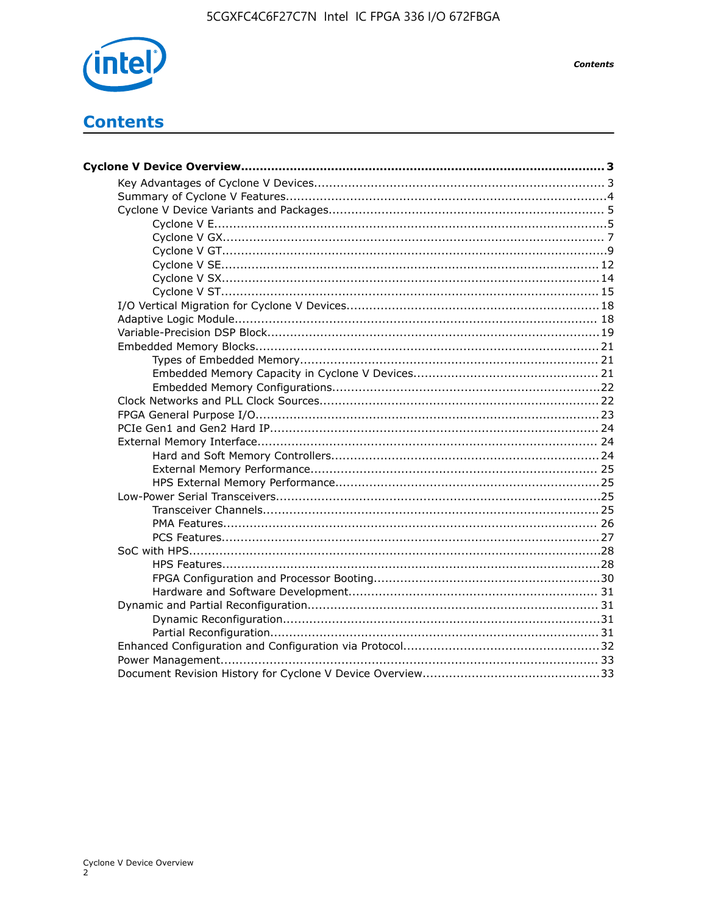# Contents

**Cyclone V Device Overview................................................................................................ 3**

- Key Advantages of Cyclone V Devices............................................................................ 3
- Summary of Cyclone V Features....................................................................................4
- Cyclone V Device Variants and Packages........................................................................ 5
  - Cyclone V E.......................................................................................................5
  - Cyclone V GX..................................................................................................... 7
  - Cyclone V GT......................................................................................................9
  - Cyclone V SE.................................................................................................... 12
  - Cyclone V SX.................................................................................................... 14
  - Cyclone V ST.................................................................................................... 15
- I/O Vertical Migration for Cyclone V Devices.................................................................. 18
- Adaptive Logic Module................................................................................................ 18
- Variable-Precision DSP Block.......................................................................................19
- Embedded Memory Blocks.......................................................................................... 21
  - Types of Embedded Memory.............................................................................. 21
  - Embedded Memory Capacity in Cyclone V Devices................................................. 21
  - Embedded Memory Configurations......................................................................22
- Clock Networks and PLL Clock Sources......................................................................... 22
- FPGA General Purpose I/O.......................................................................................... 23
- PCIe Gen1 and Gen2 Hard IP...................................................................................... 24
- External Memory Interface.......................................................................................... 24
  - Hard and Soft Memory Controllers......................................................................24
  - External Memory Performance........................................................................... 25
  - HPS External Memory Performance.....................................................................25
- Low-Power Serial Transceivers.....................................................................................25
  - Transceiver Channels........................................................................................ 25
  - PMA Features................................................................................................... 26
  - PCS Features....................................................................................................27
- SoC with HPS.............................................................................................................28
  - HPS Features....................................................................................................28
  - FPGA Configuration and Processor Booting............................................................30
  - Hardware and Software Development.................................................................. 31
- Dynamic and Partial Reconfiguration............................................................................. 31
  - Dynamic Reconfiguration....................................................................................31
  - Partial Reconfiguration.......................................................................................31
- Enhanced Configuration and Configuration via Protocol...................................................32
- Power Management.................................................................................................... 33
- Document Revision History for Cyclone V Device Overview...............................................33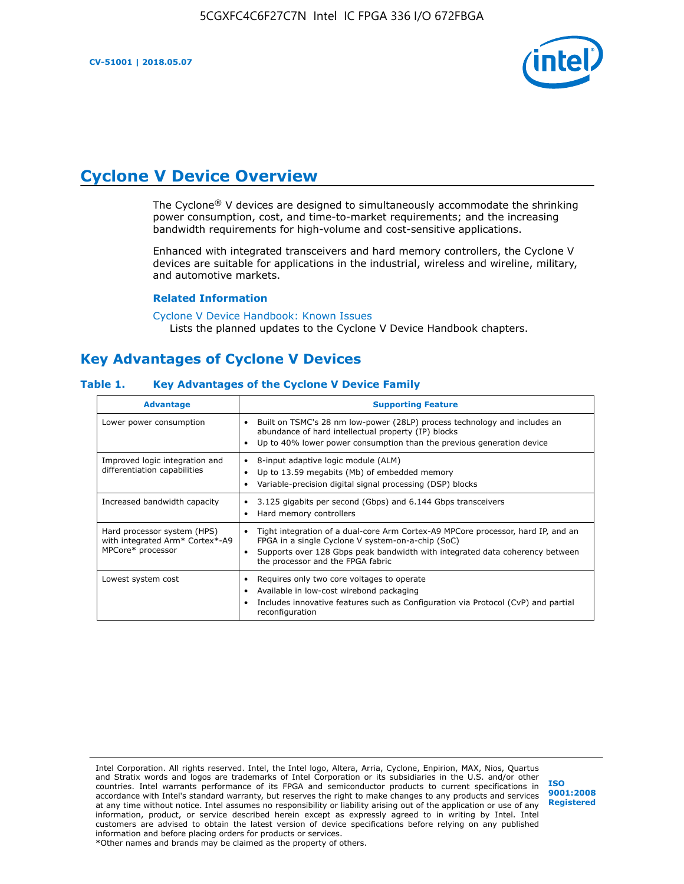# Cyclone V Device Overview

The Cyclone® V devices are designed to simultaneously accommodate the shrinking power consumption, cost, and time-to-market requirements; and the increasing bandwidth requirements for high-volume and cost-sensitive applications.

Enhanced with integrated transceivers and hard memory controllers, the Cyclone V devices are suitable for applications in the industrial, wireless and wireline, military, and automotive markets.

### Related Information

Cyclone V Device Handbook: Known Issues
Lists the planned updates to the Cyclone V Device Handbook chapters.

## Key Advantages of Cyclone V Devices

**Table 1. Key Advantages of the Cyclone V Device Family**

| Advantage | Supporting Feature |
| --- | --- |
| Lower power consumption | • Built on TSMC's 28 nm low-power (28LP) process technology and includes an abundance of hard intellectual property (IP) blocks<br>• Up to 40% lower power consumption than the previous generation device |
| Improved logic integration and differentiation capabilities | • 8-input adaptive logic module (ALM)<br>• Up to 13.59 megabits (Mb) of embedded memory<br>• Variable-precision digital signal processing (DSP) blocks |
| Increased bandwidth capacity | • 3.125 gigabits per second (Gbps) and 6.144 Gbps transceivers<br>• Hard memory controllers |
| Hard processor system (HPS) with integrated Arm* Cortex*-A9 MPCore* processor | • Tight integration of a dual-core Arm Cortex-A9 MPCore processor, hard IP, and an FPGA in a single Cyclone V system-on-a-chip (SoC)<br>• Supports over 128 Gbps peak bandwidth with integrated data coherency between the processor and the FPGA fabric |
| Lowest system cost | • Requires only two core voltages to operate<br>• Available in low-cost wirebond packaging<br>• Includes innovative features such as Configuration via Protocol (CvP) and partial reconfiguration |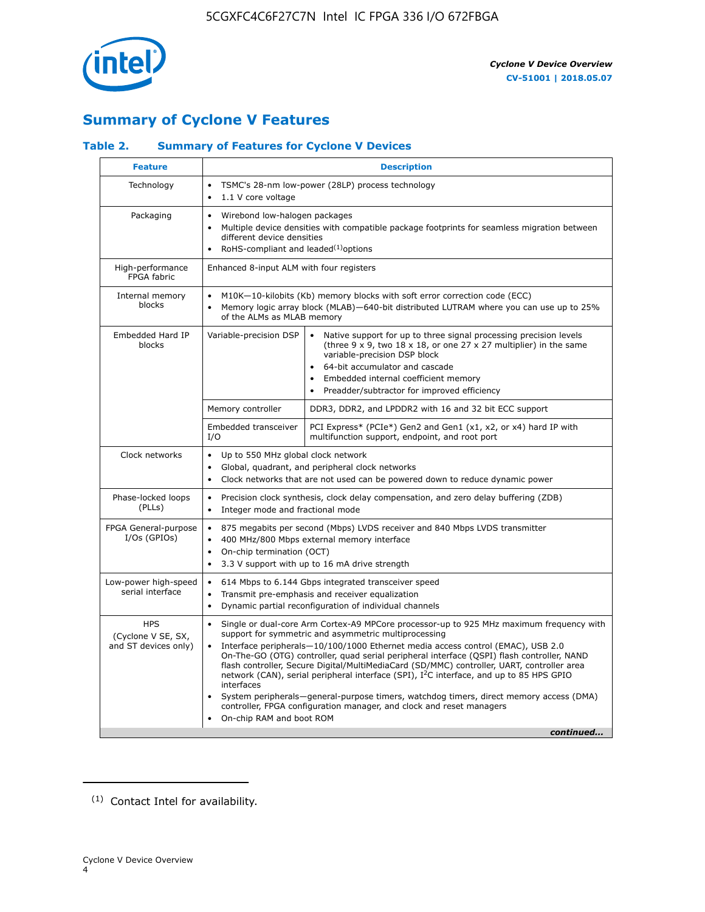## Summary of Cyclone V Features

### Table 2. Summary of Features for Cyclone V Devices

| Feature | Description | |
|---|---|---|
| Technology | • TSMC's 28-nm low-power (28LP) process technology<br>• 1.1 V core voltage | |
| Packaging | • Wirebond low-halogen packages<br>• Multiple device densities with compatible package footprints for seamless migration between different device densities<br>• RoHS-compliant and leaded[1] options | |
| High-performance FPGA fabric | Enhanced 8-input ALM with four registers | |
| Internal memory blocks | • M10K—10-kilobits (Kb) memory blocks with soft error correction code (ECC)<br>• Memory logic array block (MLAB)—640-bit distributed LUTRAM where you can use up to 25% of the ALMs as MLAB memory | |
| Embedded Hard IP blocks | Variable-precision DSP | • Native support for up to three signal processing precision levels (three 9 x 9, two 18 x 18, or one 27 x 27 multiplier) in the same variable-precision DSP block<br>• 64-bit accumulator and cascade<br>• Embedded internal coefficient memory<br>• Preadder/subtractor for improved efficiency |
| | Memory controller | DDR3, DDR2, and LPDDR2 with 16 and 32 bit ECC support |
| | Embedded transceiver I/O | PCI Express* (PCIe*) Gen2 and Gen1 (x1, x2, or x4) hard IP with multifunction support, endpoint, and root port |
| Clock networks | • Up to 550 MHz global clock network<br>• Global, quadrant, and peripheral clock networks<br>• Clock networks that are not used can be powered down to reduce dynamic power | |
| Phase-locked loops (PLLs) | • Precision clock synthesis, clock delay compensation, and zero delay buffering (ZDB)<br>• Integer mode and fractional mode | |
| FPGA General-purpose I/Os (GPIOs) | • 875 megabits per second (Mbps) LVDS receiver and 840 Mbps LVDS transmitter<br>• 400 MHz/800 Mbps external memory interface<br>• On-chip termination (OCT)<br>• 3.3 V support with up to 16 mA drive strength | |
| Low-power high-speed serial interface | • 614 Mbps to 6.144 Gbps integrated transceiver speed<br>• Transmit pre-emphasis and receiver equalization<br>• Dynamic partial reconfiguration of individual channels | |
| HPS (Cyclone V SE, SX, and ST devices only) | • Single or dual-core Arm Cortex-A9 MPCore processor-up to 925 MHz maximum frequency with support for symmetric and asymmetric multiprocessing<br>• Interface peripherals—10/100/1000 Ethernet media access control (EMAC), USB 2.0 On-The-GO (OTG) controller, quad serial peripheral interface (QSPI) flash controller, NAND flash controller, Secure Digital/MultiMediaCard (SD/MMC) controller, UART, controller area network (CAN), serial peripheral interface (SPI), I$^2$C interface, and up to 85 HPS GPIO interfaces<br>• System peripherals—general-purpose timers, watchdog timers, direct memory access (DMA) controller, FPGA configuration manager, and clock and reset managers<br>• On-chip RAM and boot ROM | |

*continued...*

(1) Contact Intel for availability.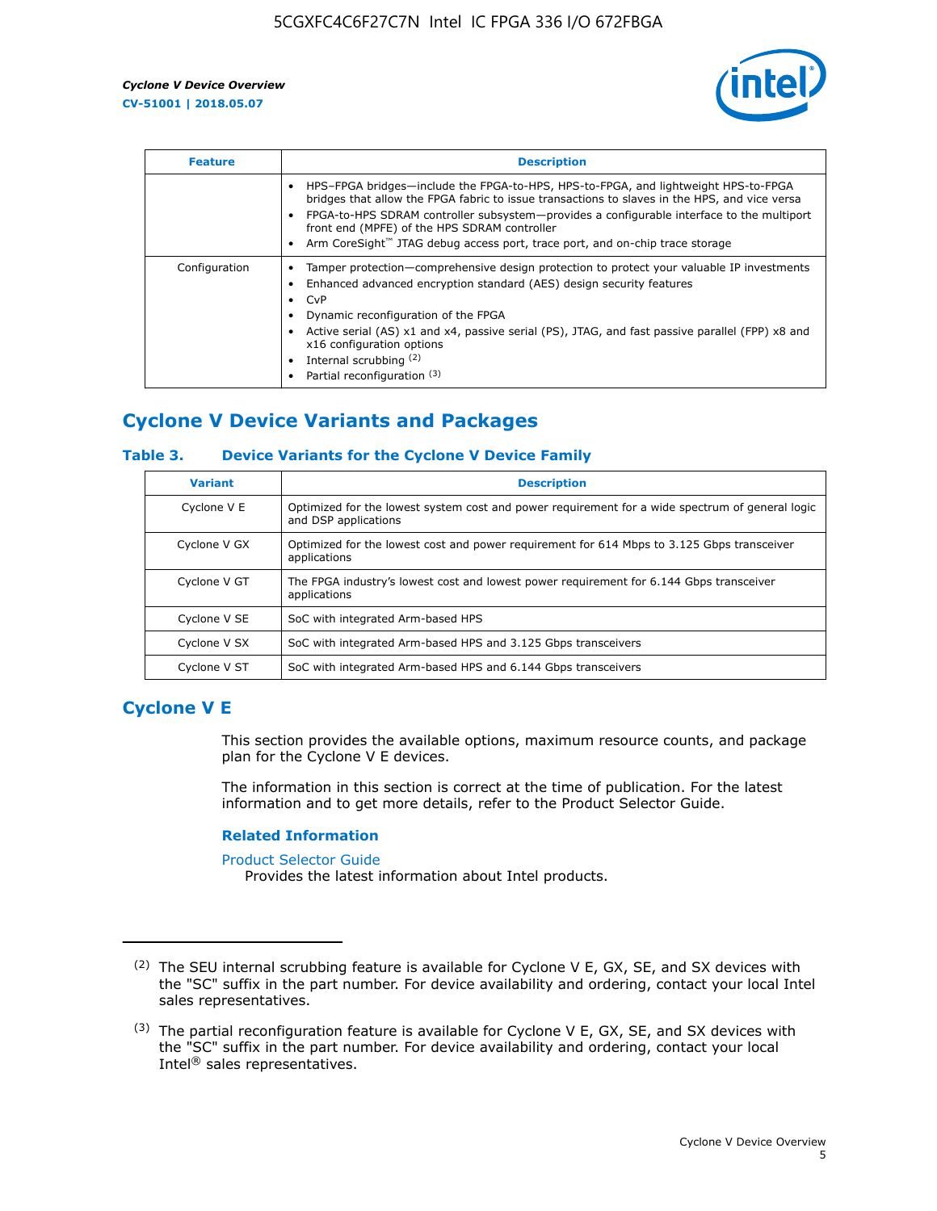| Feature | Description |
| --- | --- |
| | • HPS–FPGA bridges—include the FPGA-to-HPS, HPS-to-FPGA, and lightweight HPS-to-FPGA bridges that allow the FPGA fabric to issue transactions to slaves in the HPS, and vice versa<br>• FPGA-to-HPS SDRAM controller subsystem—provides a configurable interface to the multiport front end (MPFE) of the HPS SDRAM controller<br>• Arm CoreSight™ JTAG debug access port, trace port, and on-chip trace storage |
| Configuration | • Tamper protection—comprehensive design protection to protect your valuable IP investments<br>• Enhanced advanced encryption standard (AES) design security features<br>• CvP<br>• Dynamic reconfiguration of the FPGA<br>• Active serial (AS) x1 and x4, passive serial (PS), JTAG, and fast passive parallel (FPP) x8 and x16 configuration options<br>• Internal scrubbing [(2)]<br>• Partial reconfiguration [(3)] |

## Cyclone V Device Variants and Packages

### Table 3. Device Variants for the Cyclone V Device Family

| Variant | Description |
| --- | --- |
| Cyclone V E | Optimized for the lowest system cost and power requirement for a wide spectrum of general logic and DSP applications |
| Cyclone V GX | Optimized for the lowest cost and power requirement for 614 Mbps to 3.125 Gbps transceiver applications |
| Cyclone V GT | The FPGA industry's lowest cost and lowest power requirement for 6.144 Gbps transceiver applications |
| Cyclone V SE | SoC with integrated Arm-based HPS |
| Cyclone V SX | SoC with integrated Arm-based HPS and 3.125 Gbps transceivers |
| Cyclone V ST | SoC with integrated Arm-based HPS and 6.144 Gbps transceivers |

## Cyclone V E

This section provides the available options, maximum resource counts, and package plan for the Cyclone V E devices.

The information in this section is correct at the time of publication. For the latest information and to get more details, refer to the Product Selector Guide.

### Related Information

Product Selector Guide
Provides the latest information about Intel products.

---

(2) The SEU internal scrubbing feature is available for Cyclone V E, GX, SE, and SX devices with the "SC" suffix in the part number. For device availability and ordering, contact your local Intel sales representatives.

(3) The partial reconfiguration feature is available for Cyclone V E, GX, SE, and SX devices with the "SC" suffix in the part number. For device availability and ordering, contact your local Intel® sales representatives.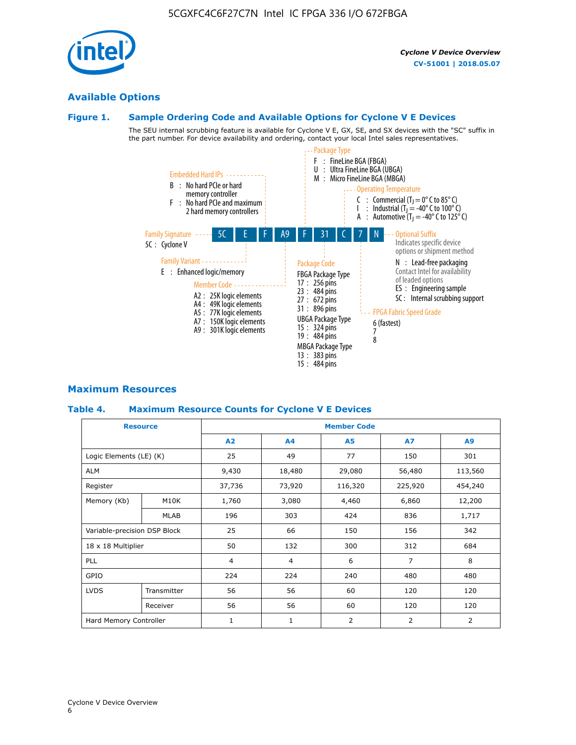## Available Options

### Figure 1. Sample Ordering Code and Available Options for Cyclone V E Devices

The SEU internal scrubbing feature is available for Cyclone V E, GX, SE, and SX devices with the "SC" suffix in the part number. For device availability and ordering, contact your local Intel sales representatives.

**5C | E | F | A9 | F | 31 | C | 7 | N**

- **Family Signature**
  - 5C : Cyclone V
- **Family Variant**
  - E : Enhanced logic/memory
- **Embedded Hard IPs**
  - B : No hard PCIe or hard memory controller
  - F : No hard PCIe and maximum 2 hard memory controllers
- **Member Code**
  - A2 : 25K logic elements
  - A4 : 49K logic elements
  - A5 : 77K logic elements
  - A7 : 150K logic elements
  - A9 : 301K logic elements
- **Package Type**
  - F : FineLine BGA (FBGA)
  - U : Ultra FineLine BGA (UBGA)
  - M : Micro FineLine BGA (MBGA)
- **Package Code**
  - FBGA Package Type
    - 17 : 256 pins
    - 23 : 484 pins
    - 27 : 672 pins
    - 31 : 896 pins
  - UBGA Package Type
    - 15 : 324 pins
    - 19 : 484 pins
  - MBGA Package Type
    - 13 : 383 pins
    - 15 : 484 pins
- **Operating Temperature**
  - C : Commercial ($T_J$ = 0° C to 85° C)
  - I : Industrial ($T_J$ = -40° C to 100° C)
  - A : Automotive ($T_J$ = -40° C to 125° C)
- **FPGA Fabric Speed Grade**
  - 6 (fastest)
  - 7
  - 8
- **Optional Suffix**
  - Indicates specific device options or shipment method
  - N : Lead-free packaging
  - Contact Intel for availability of leaded options
  - ES : Engineering sample
  - SC : Internal scrubbing support

## Maximum Resources

### Table 4. Maximum Resource Counts for Cyclone V E Devices

| Resource | | Member Code | | | | |
|---|---|---|---|---|---|---|
| | | A2 | A4 | A5 | A7 | A9 |
| Logic Elements (LE) (K) | | 25 | 49 | 77 | 150 | 301 |
| ALM | | 9,430 | 18,480 | 29,080 | 56,480 | 113,560 |
| Register | | 37,736 | 73,920 | 116,320 | 225,920 | 454,240 |
| Memory (Kb) | M10K | 1,760 | 3,080 | 4,460 | 6,860 | 12,200 |
| | MLAB | 196 | 303 | 424 | 836 | 1,717 |
| Variable-precision DSP Block | | 25 | 66 | 150 | 156 | 342 |
| 18 x 18 Multiplier | | 50 | 132 | 300 | 312 | 684 |
| PLL | | 4 | 4 | 6 | 7 | 8 |
| GPIO | | 224 | 224 | 240 | 480 | 480 |
| LVDS | Transmitter | 56 | 56 | 60 | 120 | 120 |
| | Receiver | 56 | 56 | 60 | 120 | 120 |
| Hard Memory Controller | | 1 | 1 | 2 | 2 | 2 |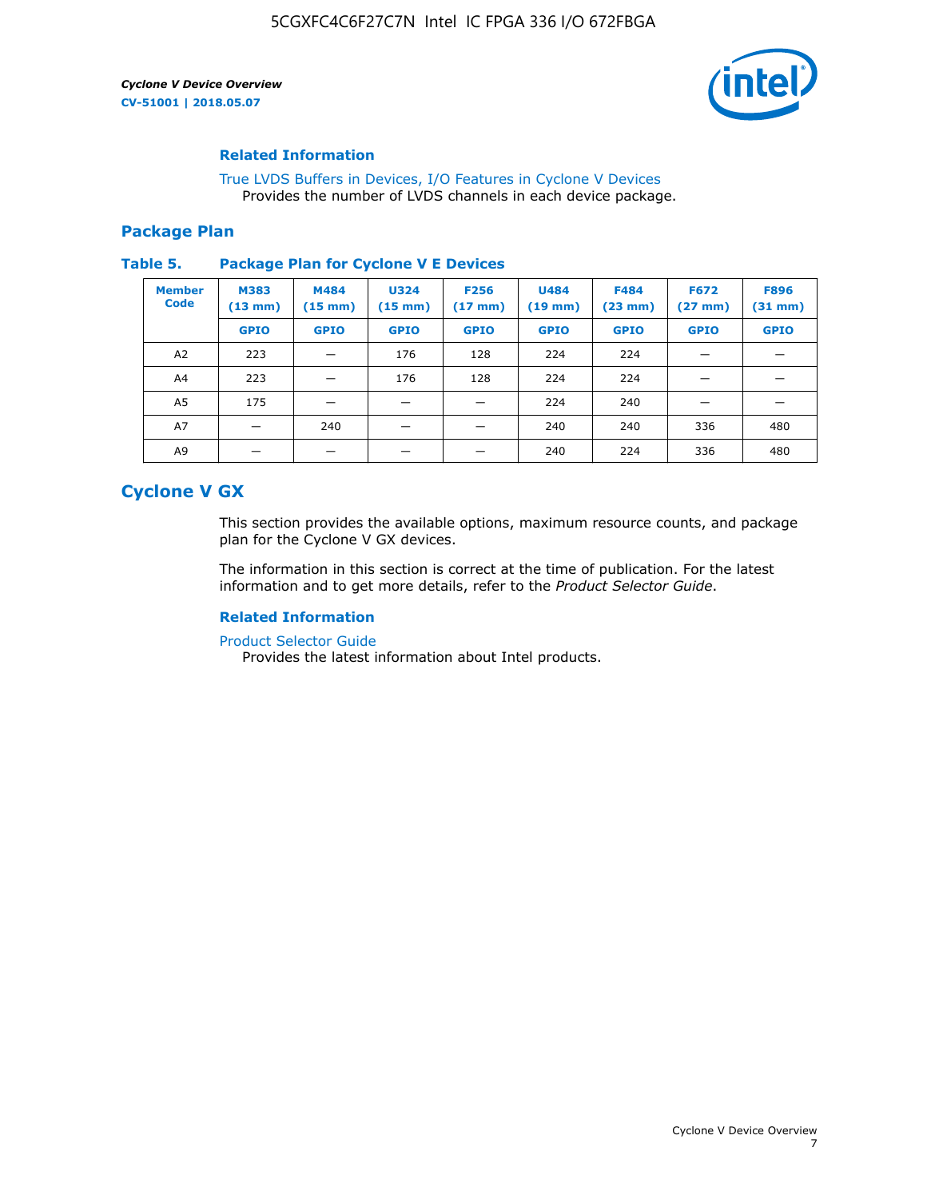### Related Information

True LVDS Buffers in Devices, I/O Features in Cyclone V Devices
Provides the number of LVDS channels in each device package.

## Package Plan

**Table 5. Package Plan for Cyclone V E Devices**

| Member Code | M383 (13 mm) | M484 (15 mm) | U324 (15 mm) | F256 (17 mm) | U484 (19 mm) | F484 (23 mm) | F672 (27 mm) | F896 (31 mm) |
|---|---|---|---|---|---|---|---|---|
| | GPIO | GPIO | GPIO | GPIO | GPIO | GPIO | GPIO | GPIO |
| A2 | 223 | — | 176 | 128 | 224 | 224 | — | — |
| A4 | 223 | — | 176 | 128 | 224 | 224 | — | — |
| A5 | 175 | — | — | — | 224 | 240 | — | — |
| A7 | — | 240 | — | — | 240 | 240 | 336 | 480 |
| A9 | — | — | — | — | 240 | 224 | 336 | 480 |

# Cyclone V GX

This section provides the available options, maximum resource counts, and package plan for the Cyclone V GX devices.

The information in this section is correct at the time of publication. For the latest information and to get more details, refer to the *Product Selector Guide*.

### Related Information

Product Selector Guide
Provides the latest information about Intel products.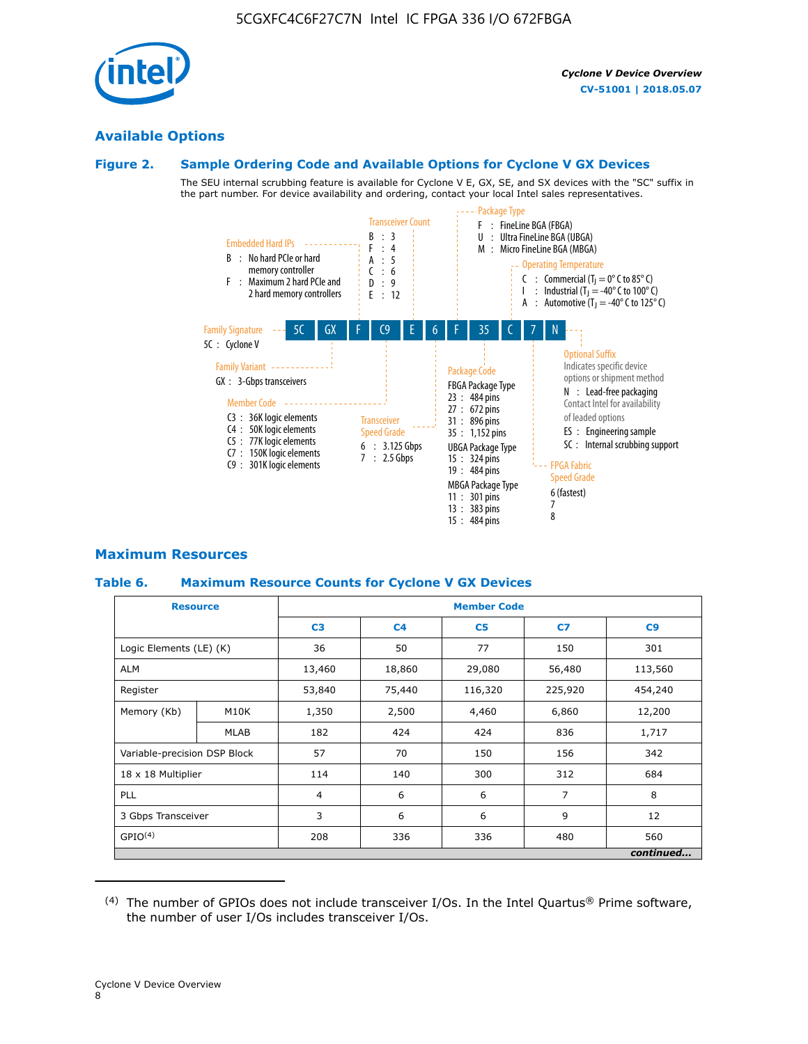## Available Options

### Figure 2. Sample Ordering Code and Available Options for Cyclone V GX Devices

The SEU internal scrubbing feature is available for Cyclone V E, GX, SE, and SX devices with the "SC" suffix in the part number. For device availability and ordering, contact your local Intel sales representatives.

Sample ordering code: 5C GX F C9 E 6 F 35 C 7 N

**Family Signature**
- 5C : Cyclone V

**Family Variant**
- GX : 3-Gbps transceivers

**Embedded Hard IPs**
- B : No hard PCIe or hard memory controller
- F : Maximum 2 hard PCIe and 2 hard memory controllers

**Member Code**
- C3 : 36K logic elements
- C4 : 50K logic elements
- C5 : 77K logic elements
- C7 : 150K logic elements
- C9 : 301K logic elements

**Transceiver Count**
- B : 3
- F : 4
- A : 5
- C : 6
- D : 9
- E : 12

**Transceiver Speed Grade**
- 6 : 3.125 Gbps
- 7 : 2.5 Gbps

**Package Type**
- F : FineLine BGA (FBGA)
- U : Ultra FineLine BGA (UBGA)
- M : Micro FineLine BGA (MBGA)

**Package Code**

FBGA Package Type
- 23 : 484 pins
- 27 : 672 pins
- 31 : 896 pins
- 35 : 1,152 pins

UBGA Package Type
- 15 : 324 pins
- 19 : 484 pins

MBGA Package Type
- 11 : 301 pins
- 13 : 383 pins
- 15 : 484 pins

**Operating Temperature**
- C : Commercial ($T_J$ = 0° C to 85° C)
- I : Industrial ($T_J$ = -40° C to 100° C)
- A : Automotive ($T_J$ = -40° C to 125° C)

**FPGA Fabric Speed Grade**
- 6 (fastest)
- 7
- 8

**Optional Suffix**

Indicates specific device options or shipment method
- N : Lead-free packaging. Contact Intel for availability of leaded options
- ES : Engineering sample
- SC : Internal scrubbing support

## Maximum Resources

### Table 6. Maximum Resource Counts for Cyclone V GX Devices

| Resource | | Member Code | | | | |
|---|---|---|---|---|---|---|
| | | C3 | C4 | C5 | C7 | C9 |
| Logic Elements (LE) (K) | | 36 | 50 | 77 | 150 | 301 |
| ALM | | 13,460 | 18,860 | 29,080 | 56,480 | 113,560 |
| Register | | 53,840 | 75,440 | 116,320 | 225,920 | 454,240 |
| Memory (Kb) | M10K | 1,350 | 2,500 | 4,460 | 6,860 | 12,200 |
| | MLAB | 182 | 424 | 424 | 836 | 1,717 |
| Variable-precision DSP Block | | 57 | 70 | 150 | 156 | 342 |
| 18 x 18 Multiplier | | 114 | 140 | 300 | 312 | 684 |
| PLL | | 4 | 6 | 6 | 7 | 8 |
| 3 Gbps Transceiver | | 3 | 6 | 6 | 9 | 12 |
| GPIO[4] | | 208 | 336 | 336 | 480 | 560 |

*continued...*

(4) The number of GPIOs does not include transceiver I/Os. In the Intel Quartus® Prime software, the number of user I/Os includes transceiver I/Os.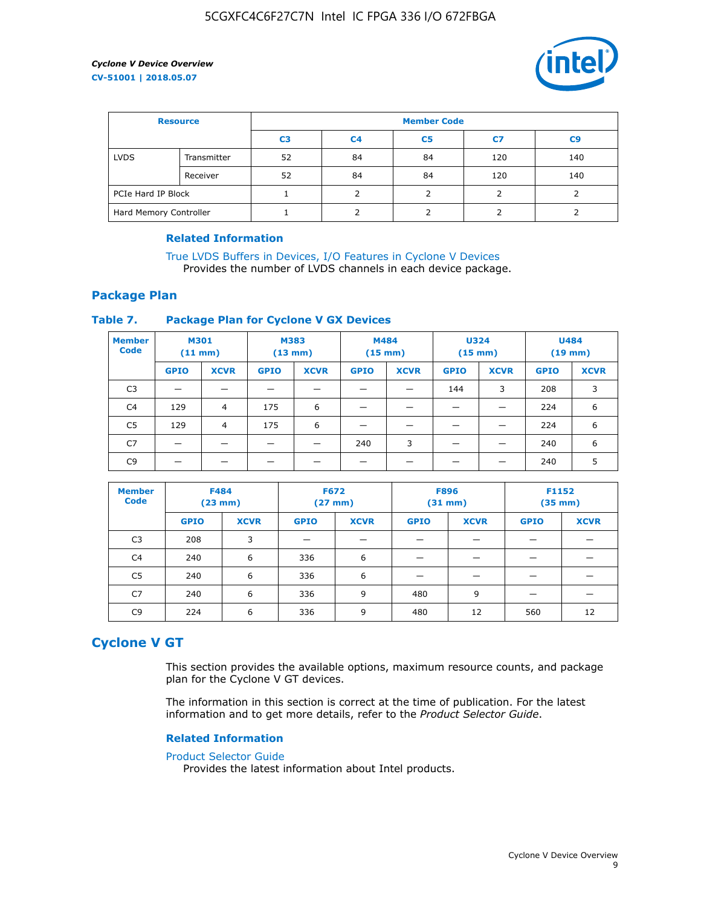| Resource | | Member Code | | | | |
|---|---|---|---|---|---|---|
| | | C3 | C4 | C5 | C7 | C9 |
| LVDS | Transmitter | 52 | 84 | 84 | 120 | 140 |
| | Receiver | 52 | 84 | 84 | 120 | 140 |
| PCIe Hard IP Block | | 1 | 2 | 2 | 2 | 2 |
| Hard Memory Controller | | 1 | 2 | 2 | 2 | 2 |

### Related Information

True LVDS Buffers in Devices, I/O Features in Cyclone V Devices
Provides the number of LVDS channels in each device package.

## Package Plan

**Table 7. Package Plan for Cyclone V GX Devices**

| Member Code | M301 (11 mm) | | M383 (13 mm) | | M484 (15 mm) | | U324 (15 mm) | | U484 (19 mm) | |
|---|---|---|---|---|---|---|---|---|---|---|
| | GPIO | XCVR | GPIO | XCVR | GPIO | XCVR | GPIO | XCVR | GPIO | XCVR |
| C3 | — | — | — | — | — | — | 144 | 3 | 208 | 3 |
| C4 | 129 | 4 | 175 | 6 | — | — | — | — | 224 | 6 |
| C5 | 129 | 4 | 175 | 6 | — | — | — | — | 224 | 6 |
| C7 | — | — | — | — | 240 | 3 | — | — | 240 | 6 |
| C9 | — | — | — | — | — | — | — | — | 240 | 5 |

| Member Code | F484 (23 mm) | | F672 (27 mm) | | F896 (31 mm) | | F1152 (35 mm) | |
|---|---|---|---|---|---|---|---|---|
| | GPIO | XCVR | GPIO | XCVR | GPIO | XCVR | GPIO | XCVR |
| C3 | 208 | 3 | — | — | — | — | — | — |
| C4 | 240 | 6 | 336 | 6 | — | — | — | — |
| C5 | 240 | 6 | 336 | 6 | — | — | — | — |
| C7 | 240 | 6 | 336 | 9 | 480 | 9 | — | — |
| C9 | 224 | 6 | 336 | 9 | 480 | 12 | 560 | 12 |

# Cyclone V GT

This section provides the available options, maximum resource counts, and package plan for the Cyclone V GT devices.

The information in this section is correct at the time of publication. For the latest information and to get more details, refer to the *Product Selector Guide*.

### Related Information

Product Selector Guide
Provides the latest information about Intel products.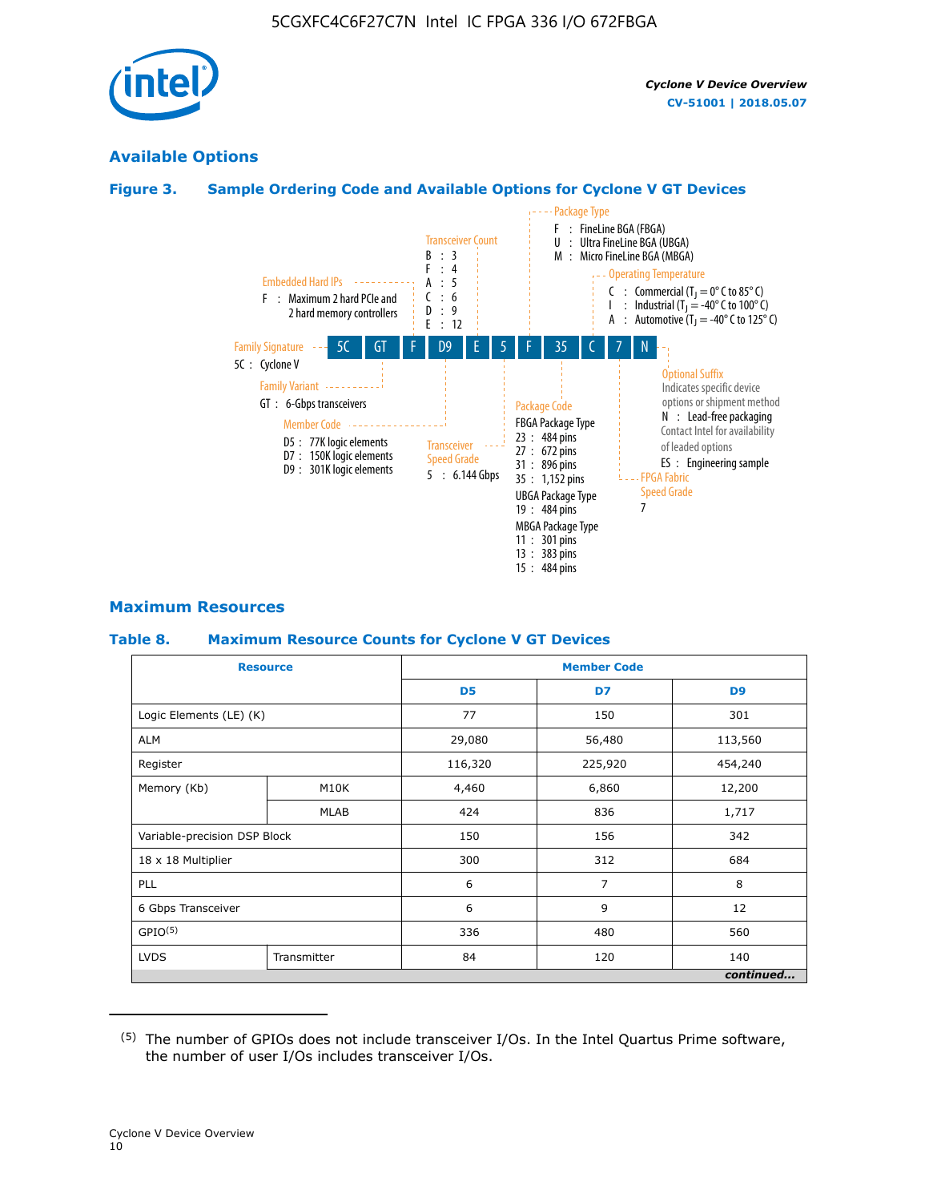## Available Options

### Figure 3. Sample Ordering Code and Available Options for Cyclone V GT Devices

5C GT F D9 E 5 F 35 C 7 N

- **Family Signature**
  - 5C : Cyclone V
- **Family Variant**
  - GT : 6-Gbps transceivers
- **Embedded Hard IPs**
  - F : Maximum 2 hard PCIe and 2 hard memory controllers
- **Member Code**
  - D5 : 77K logic elements
  - D7 : 150K logic elements
  - D9 : 301K logic elements
- **Transceiver Count**
  - B : 3
  - F : 4
  - A : 5
  - C : 6
  - D : 9
  - E : 12
- **Transceiver Speed Grade**
  - 5 : 6.144 Gbps
- **Package Type**
  - F : FineLine BGA (FBGA)
  - U : Ultra FineLine BGA (UBGA)
  - M : Micro FineLine BGA (MBGA)
- **Package Code**
  - FBGA Package Type
    - 23 : 484 pins
    - 27 : 672 pins
    - 31 : 896 pins
    - 35 : 1,152 pins
  - UBGA Package Type
    - 19 : 484 pins
  - MBGA Package Type
    - 11 : 301 pins
    - 13 : 383 pins
    - 15 : 484 pins
- **Operating Temperature**
  - C : Commercial ($T_J$ = 0° C to 85° C)
  - I : Industrial ($T_J$ = -40° C to 100° C)
  - A : Automotive ($T_J$ = -40° C to 125° C)
- **FPGA Fabric Speed Grade**
  - 7
- **Optional Suffix**
  - Indicates specific device options or shipment method
  - N : Lead-free packaging. Contact Intel for availability of leaded options
  - ES : Engineering sample

## Maximum Resources

### Table 8. Maximum Resource Counts for Cyclone V GT Devices

| Resource | | Member Code | | |
|---|---|---|---|---|
| | | D5 | D7 | D9 |
| Logic Elements (LE) (K) | | 77 | 150 | 301 |
| ALM | | 29,080 | 56,480 | 113,560 |
| Register | | 116,320 | 225,920 | 454,240 |
| Memory (Kb) | M10K | 4,460 | 6,860 | 12,200 |
| | MLAB | 424 | 836 | 1,717 |
| Variable-precision DSP Block | | 150 | 156 | 342 |
| 18 x 18 Multiplier | | 300 | 312 | 684 |
| PLL | | 6 | 7 | 8 |
| 6 Gbps Transceiver | | 6 | 9 | 12 |
| GPIO[5] | | 336 | 480 | 560 |
| LVDS | Transmitter | 84 | 120 | 140 |

*continued...*

(5) The number of GPIOs does not include transceiver I/Os. In the Intel Quartus Prime software, the number of user I/Os includes transceiver I/Os.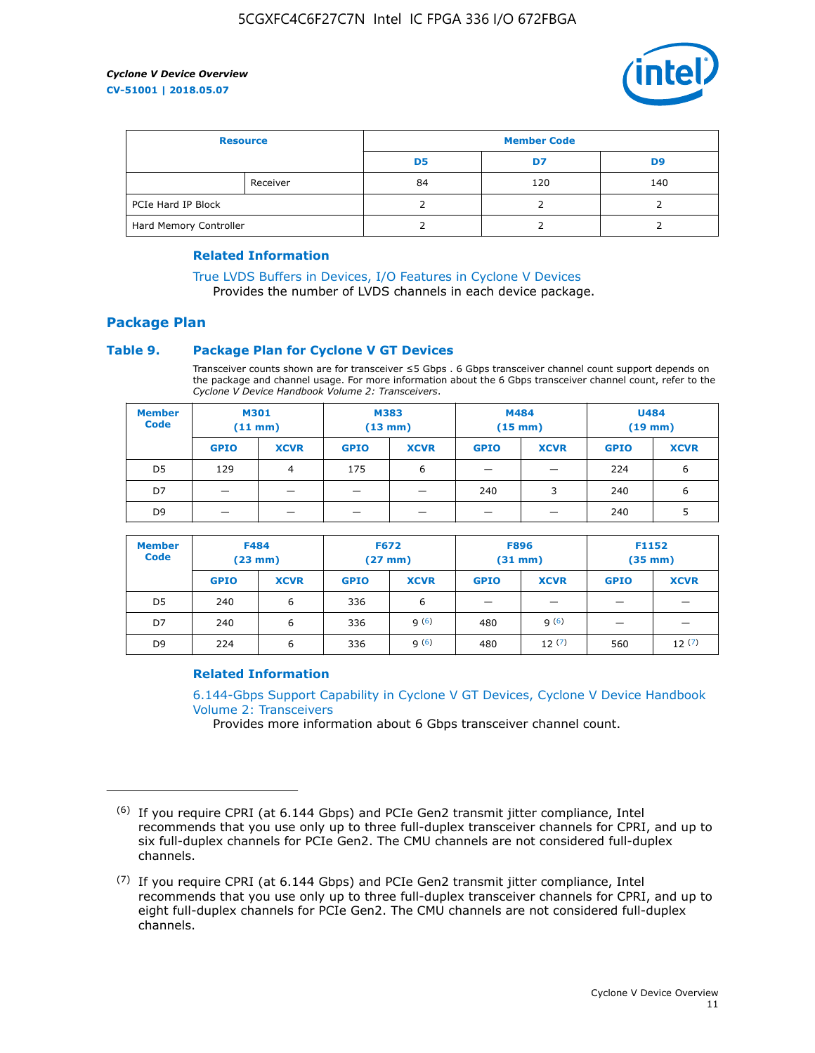| Resource | | Member Code | | |
|---|---|---|---|---|
| | | D5 | D7 | D9 |
| | Receiver | 84 | 120 | 140 |
| PCIe Hard IP Block | | 2 | 2 | 2 |
| Hard Memory Controller | | 2 | 2 | 2 |

#### Related Information

True LVDS Buffers in Devices, I/O Features in Cyclone V Devices
Provides the number of LVDS channels in each device package.

## Package Plan

### Table 9. Package Plan for Cyclone V GT Devices

Transceiver counts shown are for transceiver ≤5 Gbps . 6 Gbps transceiver channel count support depends on the package and channel usage. For more information about the 6 Gbps transceiver channel count, refer to the *Cyclone V Device Handbook Volume 2: Transceivers*.

| Member Code | M301 (11 mm) | | M383 (13 mm) | | M484 (15 mm) | | U484 (19 mm) | |
|---|---|---|---|---|---|---|---|---|
| | GPIO | XCVR | GPIO | XCVR | GPIO | XCVR | GPIO | XCVR |
| D5 | 129 | 4 | 175 | 6 | — | — | 224 | 6 |
| D7 | — | — | — | — | 240 | 3 | 240 | 6 |
| D9 | — | — | — | — | — | — | 240 | 5 |

| Member Code | F484 (23 mm) | | F672 (27 mm) | | F896 (31 mm) | | F1152 (35 mm) | |
|---|---|---|---|---|---|---|---|---|
| | GPIO | XCVR | GPIO | XCVR | GPIO | XCVR | GPIO | XCVR |
| D5 | 240 | 6 | 336 | 6 | — | — | — | — |
| D7 | 240 | 6 | 336 | 9 (6) | 480 | 9 (6) | — | — |
| D9 | 224 | 6 | 336 | 9 (6) | 480 | 12 (7) | 560 | 12 (7) |

#### Related Information

6.144-Gbps Support Capability in Cyclone V GT Devices, Cyclone V Device Handbook Volume 2: Transceivers
Provides more information about 6 Gbps transceiver channel count.

---

(6) If you require CPRI (at 6.144 Gbps) and PCIe Gen2 transmit jitter compliance, Intel recommends that you use only up to three full-duplex transceiver channels for CPRI, and up to six full-duplex channels for PCIe Gen2. The CMU channels are not considered full-duplex channels.

(7) If you require CPRI (at 6.144 Gbps) and PCIe Gen2 transmit jitter compliance, Intel recommends that you use only up to three full-duplex transceiver channels for CPRI, and up to eight full-duplex channels for PCIe Gen2. The CMU channels are not considered full-duplex channels.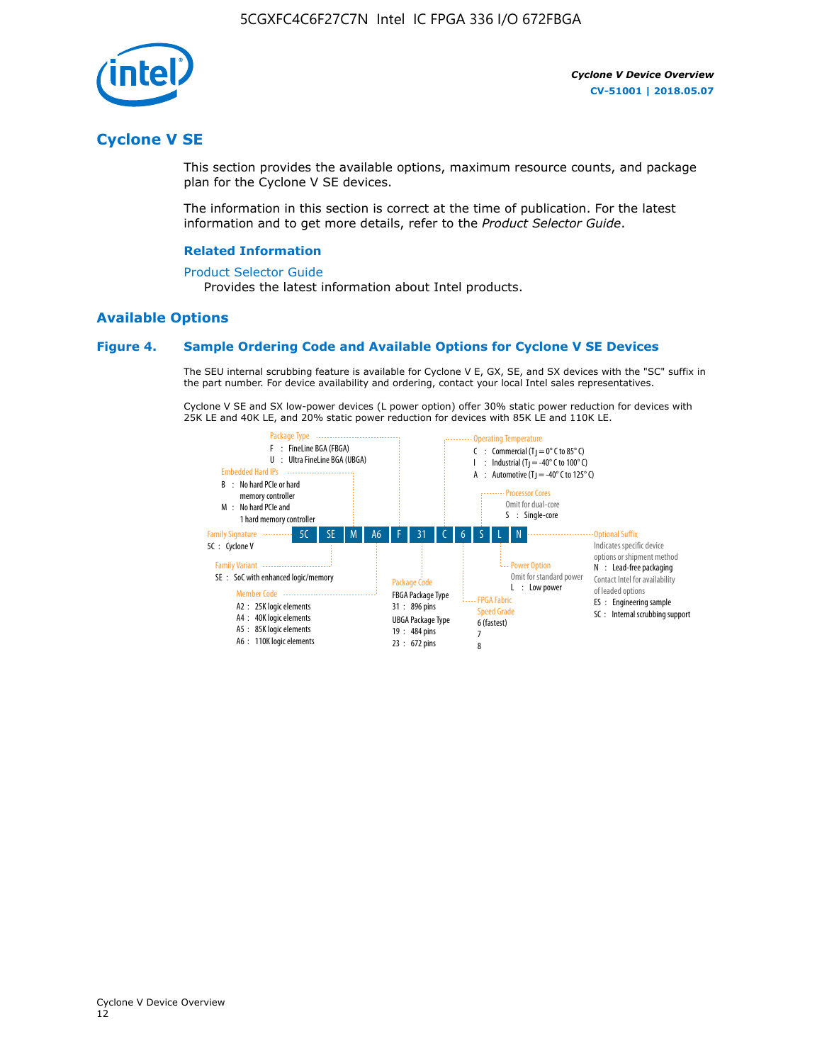## Cyclone V SE

This section provides the available options, maximum resource counts, and package plan for the Cyclone V SE devices.

The information in this section is correct at the time of publication. For the latest information and to get more details, refer to the *Product Selector Guide*.

### Related Information

Product Selector Guide
Provides the latest information about Intel products.

## Available Options

### Figure 4. Sample Ordering Code and Available Options for Cyclone V SE Devices

The SEU internal scrubbing feature is available for Cyclone V E, GX, SE, and SX devices with the "SC" suffix in the part number. For device availability and ordering, contact your local Intel sales representatives.

Cyclone V SE and SX low-power devices (L power option) offer 30% static power reduction for devices with 25K LE and 40K LE, and 20% static power reduction for devices with 85K LE and 110K LE.

5C | SE | M | A6 | F | 31 | C | 6 | S | L | N

- **Family Signature**
  - 5C : Cyclone V
- **Family Variant**
  - SE : SoC with enhanced logic/memory
- **Embedded Hard IPs**
  - B : No hard PCIe or hard memory controller
  - M : No hard PCIe and 1 hard memory controller
- **Member Code**
  - A2 : 25K logic elements
  - A4 : 40K logic elements
  - A5 : 85K logic elements
  - A6 : 110K logic elements
- **Package Type**
  - F : FineLine BGA (FBGA)
  - U : Ultra FineLine BGA (UBGA)
- **Package Code**
  - FBGA Package Type
    - 31 : 896 pins
  - UBGA Package Type
    - 19 : 484 pins
    - 23 : 672 pins
- **Operating Temperature**
  - C : Commercial ($T_J$ = 0° C to 85° C)
  - I : Industrial ($T_J$ = -40° C to 100° C)
  - A : Automotive ($T_J$ = -40° C to 125° C)
- **FPGA Fabric Speed Grade**
  - 6 (fastest)
  - 7
  - 8
- **Processor Cores**
  - Omit for dual-core
  - S : Single-core
- **Power Option**
  - Omit for standard power
  - L : Low power
- **Optional Suffix**
  - Indicates specific device options or shipment method
  - N : Lead-free packaging
  - Contact Intel for availability of leaded options
  - ES : Engineering sample
  - SC : Internal scrubbing support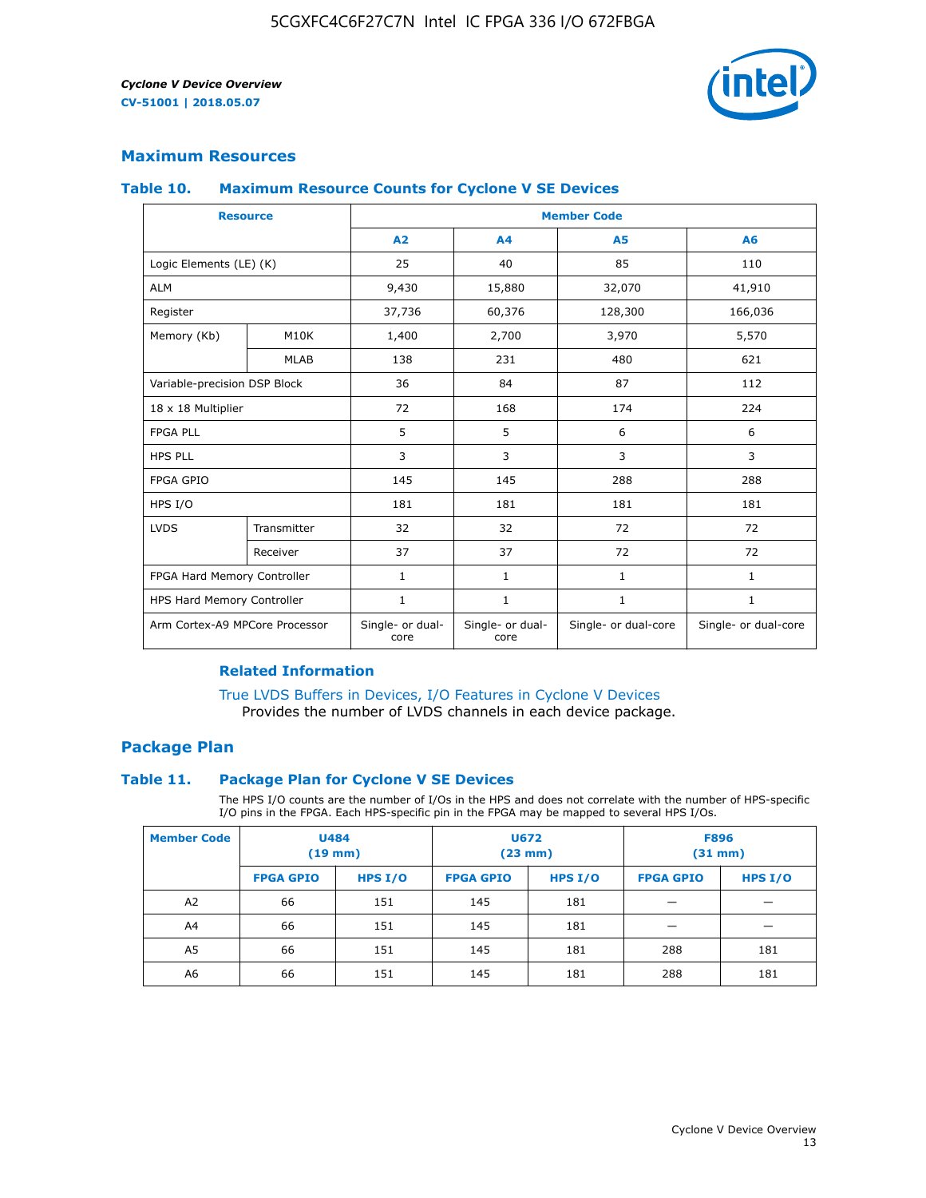## Maximum Resources

### Table 10. Maximum Resource Counts for Cyclone V SE Devices

| Resource | | Member Code | | | |
|---|---|---|---|---|---|
| | | A2 | A4 | A5 | A6 |
| Logic Elements (LE) (K) | | 25 | 40 | 85 | 110 |
| ALM | | 9,430 | 15,880 | 32,070 | 41,910 |
| Register | | 37,736 | 60,376 | 128,300 | 166,036 |
| Memory (Kb) | M10K | 1,400 | 2,700 | 3,970 | 5,570 |
| | MLAB | 138 | 231 | 480 | 621 |
| Variable-precision DSP Block | | 36 | 84 | 87 | 112 |
| 18 x 18 Multiplier | | 72 | 168 | 174 | 224 |
| FPGA PLL | | 5 | 5 | 6 | 6 |
| HPS PLL | | 3 | 3 | 3 | 3 |
| FPGA GPIO | | 145 | 145 | 288 | 288 |
| HPS I/O | | 181 | 181 | 181 | 181 |
| LVDS | Transmitter | 32 | 32 | 72 | 72 |
| | Receiver | 37 | 37 | 72 | 72 |
| FPGA Hard Memory Controller | | 1 | 1 | 1 | 1 |
| HPS Hard Memory Controller | | 1 | 1 | 1 | 1 |
| Arm Cortex-A9 MPCore Processor | | Single- or dual-core | Single- or dual-core | Single- or dual-core | Single- or dual-core |

#### Related Information

True LVDS Buffers in Devices, I/O Features in Cyclone V Devices
Provides the number of LVDS channels in each device package.

## Package Plan

### Table 11. Package Plan for Cyclone V SE Devices

The HPS I/O counts are the number of I/Os in the HPS and does not correlate with the number of HPS-specific I/O pins in the FPGA. Each HPS-specific pin in the FPGA may be mapped to several HPS I/Os.

| Member Code | U484 (19 mm) | | U672 (23 mm) | | F896 (31 mm) | |
|---|---|---|---|---|---|---|
| | FPGA GPIO | HPS I/O | FPGA GPIO | HPS I/O | FPGA GPIO | HPS I/O |
| A2 | 66 | 151 | 145 | 181 | — | — |
| A4 | 66 | 151 | 145 | 181 | — | — |
| A5 | 66 | 151 | 145 | 181 | 288 | 181 |
| A6 | 66 | 151 | 145 | 181 | 288 | 181 |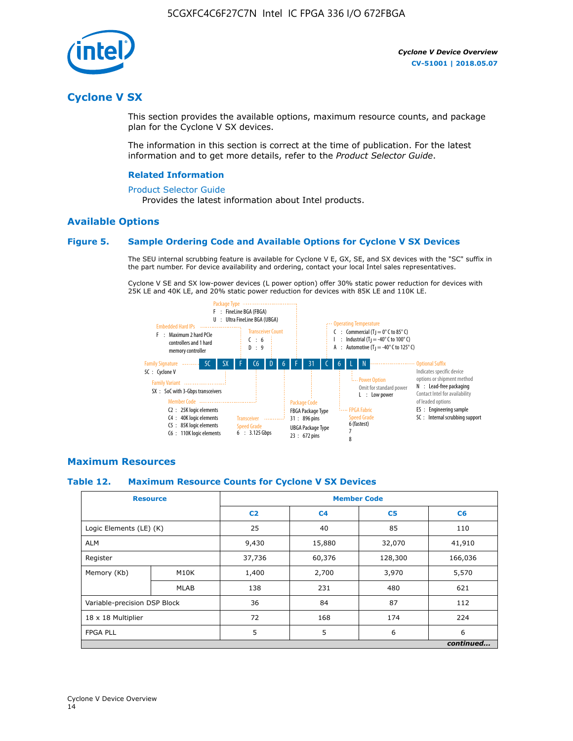# Cyclone V SX

This section provides the available options, maximum resource counts, and package plan for the Cyclone V SX devices.

The information in this section is correct at the time of publication. For the latest information and to get more details, refer to the *Product Selector Guide*.

### Related Information

Product Selector Guide
Provides the latest information about Intel products.

## Available Options

### Figure 5. Sample Ordering Code and Available Options for Cyclone V SX Devices

The SEU internal scrubbing feature is available for Cyclone V E, GX, SE, and SX devices with the "SC" suffix in the part number. For device availability and ordering, contact your local Intel sales representatives.

Cyclone V SE and SX low-power devices (L power option) offer 30% static power reduction for devices with 25K LE and 40K LE, and 20% static power reduction for devices with 85K LE and 110K LE.

Sample ordering code: 5C SX F C6 D 6 F 31 C 6 L N

- Family Signature
  - 5C : Cyclone V
- Family Variant
  - SX : SoC with 3-Gbps transceivers
- Embedded Hard IPs
  - F : Maximum 2 hard PCIe controllers and 1 hard memory controller
- Member Code
  - C2 : 25K logic elements
  - C4 : 40K logic elements
  - C5 : 85K logic elements
  - C6 : 110K logic elements
- Transceiver Count
  - C : 6
  - D : 9
- Transceiver Speed Grade
  - 6 : 3.125 Gbps
- Package Type
  - F : FineLine BGA (FBGA)
  - U : Ultra FineLine BGA (UBGA)
- Package Code
  - FBGA Package Type
    - 31 : 896 pins
  - UBGA Package Type
    - 23 : 672 pins
- Operating Temperature
  - C : Commercial ($T_J$ = 0° C to 85° C)
  - I : Industrial ($T_J$ = -40° C to 100° C)
  - A : Automotive ($T_J$ = -40° C to 125° C)
- FPGA Fabric Speed Grade
  - 6 (fastest)
  - 7
  - 8
- Power Option
  - Omit for standard power
  - L : Low power
- Optional Suffix
  - Indicates specific device options or shipment method
  - N : Lead-free packaging. Contact Intel for availability of leaded options
  - ES : Engineering sample
  - SC : Internal scrubbing support

## Maximum Resources

### Table 12. Maximum Resource Counts for Cyclone V SX Devices

| Resource | | Member Code | | | |
|---|---|---|---|---|---|
| | | C2 | C4 | C5 | C6 |
| Logic Elements (LE) (K) | | 25 | 40 | 85 | 110 |
| ALM | | 9,430 | 15,880 | 32,070 | 41,910 |
| Register | | 37,736 | 60,376 | 128,300 | 166,036 |
| Memory (Kb) | M10K | 1,400 | 2,700 | 3,970 | 5,570 |
| | MLAB | 138 | 231 | 480 | 621 |
| Variable-precision DSP Block | | 36 | 84 | 87 | 112 |
| 18 x 18 Multiplier | | 72 | 168 | 174 | 224 |
| FPGA PLL | | 5 | 5 | 6 | 6 |

*continued...*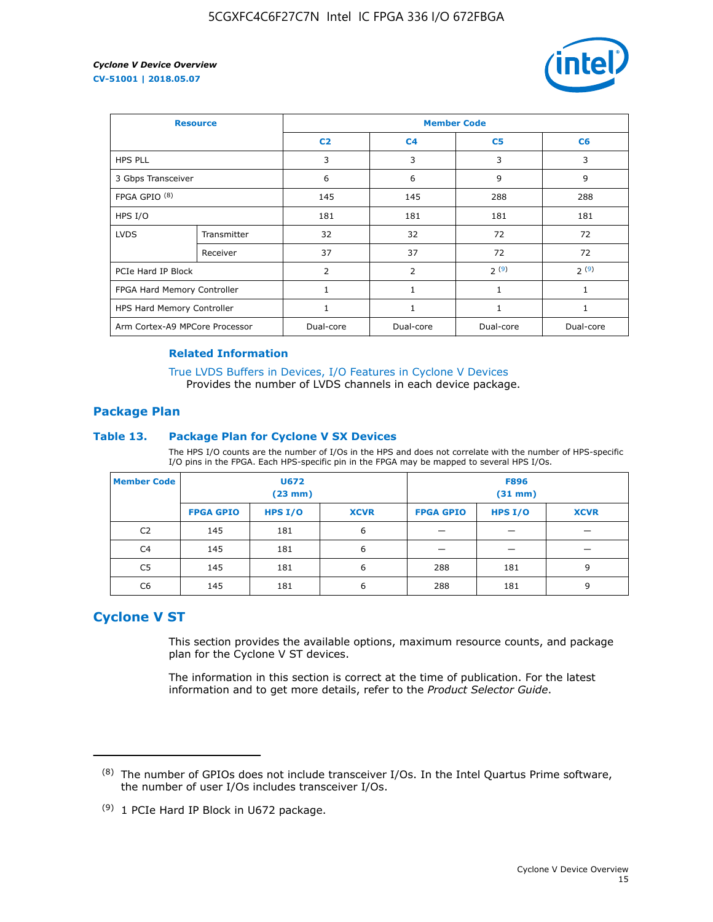| Resource | | Member Code | | | |
|---|---|---|---|---|---|
| | | C2 | C4 | C5 | C6 |
| HPS PLL | | 3 | 3 | 3 | 3 |
| 3 Gbps Transceiver | | 6 | 6 | 9 | 9 |
| FPGA GPIO [(8)] | | 145 | 145 | 288 | 288 |
| HPS I/O | | 181 | 181 | 181 | 181 |
| LVDS | Transmitter | 32 | 32 | 72 | 72 |
| | Receiver | 37 | 37 | 72 | 72 |
| PCIe Hard IP Block | | 2 | 2 | 2 [(9)] | 2 [(9)] |
| FPGA Hard Memory Controller | | 1 | 1 | 1 | 1 |
| HPS Hard Memory Controller | | 1 | 1 | 1 | 1 |
| Arm Cortex-A9 MPCore Processor | | Dual-core | Dual-core | Dual-core | Dual-core |

#### Related Information

True LVDS Buffers in Devices, I/O Features in Cyclone V Devices
Provides the number of LVDS channels in each device package.

### Package Plan

#### Table 13. Package Plan for Cyclone V SX Devices

The HPS I/O counts are the number of I/Os in the HPS and does not correlate with the number of HPS-specific I/O pins in the FPGA. Each HPS-specific pin in the FPGA may be mapped to several HPS I/Os.

| Member Code | U672 (23 mm) | | | F896 (31 mm) | | |
|---|---|---|---|---|---|---|
| | FPGA GPIO | HPS I/O | XCVR | FPGA GPIO | HPS I/O | XCVR |
| C2 | 145 | 181 | 6 | — | — | — |
| C4 | 145 | 181 | 6 | — | — | — |
| C5 | 145 | 181 | 6 | 288 | 181 | 9 |
| C6 | 145 | 181 | 6 | 288 | 181 | 9 |

## Cyclone V ST

This section provides the available options, maximum resource counts, and package plan for the Cyclone V ST devices.

The information in this section is correct at the time of publication. For the latest information and to get more details, refer to the *Product Selector Guide*.

---

(8) The number of GPIOs does not include transceiver I/Os. In the Intel Quartus Prime software, the number of user I/Os includes transceiver I/Os.

(9) 1 PCIe Hard IP Block in U672 package.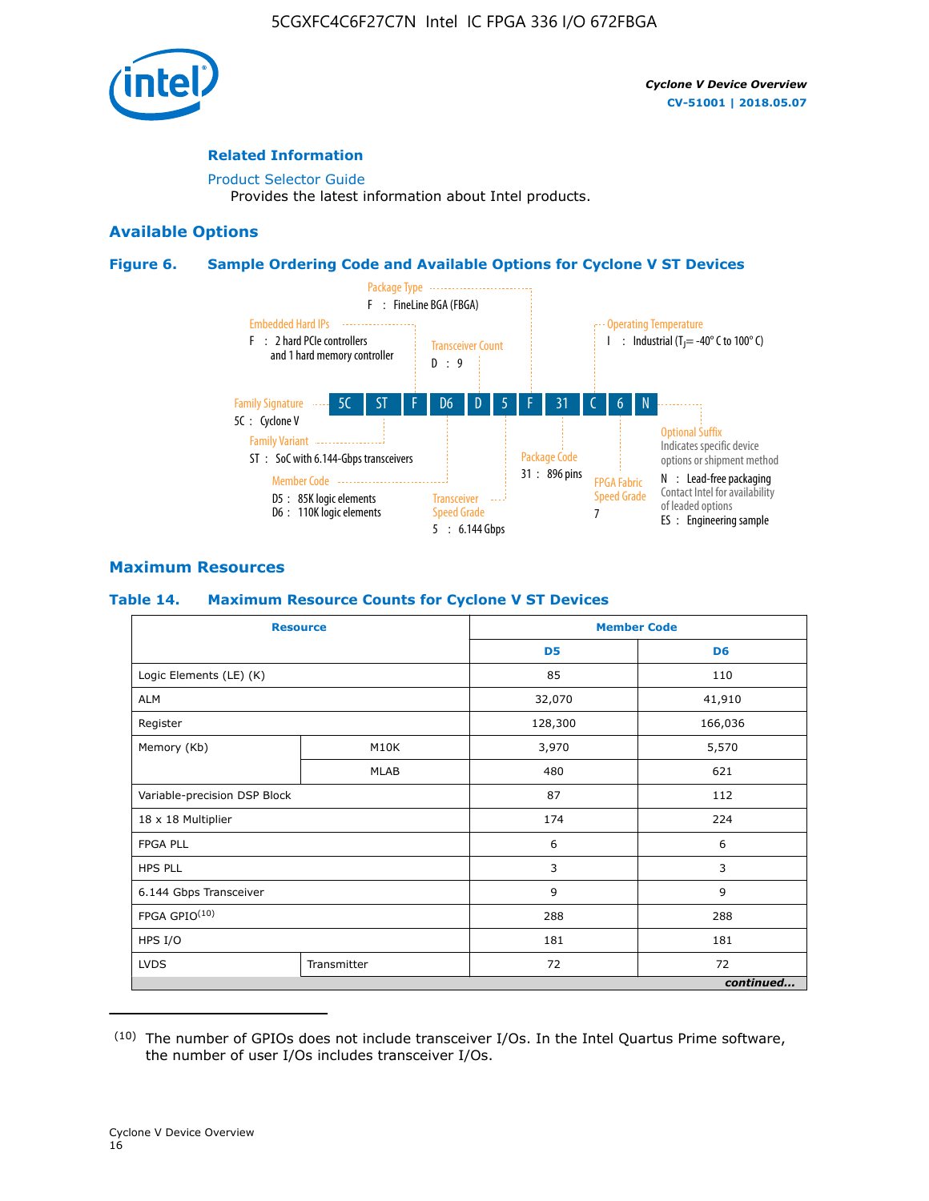**Related Information**

Product Selector Guide
Provides the latest information about Intel products.

## Available Options

### Figure 6. Sample Ordering Code and Available Options for Cyclone V ST Devices

5C | ST | F | D6 | D | 5 | F | 31 | C | 6 | N

- **Family Signature** — 5C : Cyclone V
- **Family Variant** — ST : SoC with 6.144-Gbps transceivers
- **Embedded Hard IPs** — F : 2 hard PCIe controllers and 1 hard memory controller
- **Member Code** — D5 : 85K logic elements; D6 : 110K logic elements
- **Transceiver Count** — D : 9
- **Transceiver Speed Grade** — 5 : 6.144 Gbps
- **Package Type** — F : FineLine BGA (FBGA)
- **Package Code** — 31 : 896 pins
- **Operating Temperature** — I : Industrial ($T_J$ = -40° C to 100° C)
- **FPGA Fabric Speed Grade** — 7
- **Optional Suffix** — Indicates specific device options or shipment method; N : Lead-free packaging, Contact Intel for availability of leaded options; ES : Engineering sample

## Maximum Resources

### Table 14. Maximum Resource Counts for Cyclone V ST Devices

| Resource | | Member Code | |
|---|---|---|---|
| | | D5 | D6 |
| Logic Elements (LE) (K) | | 85 | 110 |
| ALM | | 32,070 | 41,910 |
| Register | | 128,300 | 166,036 |
| Memory (Kb) | M10K | 3,970 | 5,570 |
| | MLAB | 480 | 621 |
| Variable-precision DSP Block | | 87 | 112 |
| 18 x 18 Multiplier | | 174 | 224 |
| FPGA PLL | | 6 | 6 |
| HPS PLL | | 3 | 3 |
| 6.144 Gbps Transceiver | | 9 | 9 |
| FPGA GPIO[10] | | 288 | 288 |
| HPS I/O | | 181 | 181 |
| LVDS | Transmitter | 72 | 72 |

*continued...*

(10) The number of GPIOs does not include transceiver I/Os. In the Intel Quartus Prime software, the number of user I/Os includes transceiver I/Os.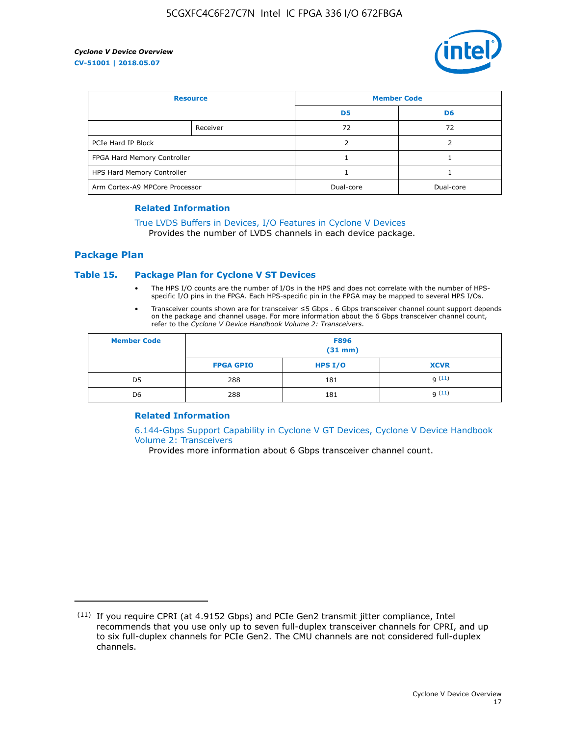| Resource | | Member Code | |
|---|---|---|---|
| | | D5 | D6 |
| | Receiver | 72 | 72 |
| PCIe Hard IP Block | | 2 | 2 |
| FPGA Hard Memory Controller | | 1 | 1 |
| HPS Hard Memory Controller | | 1 | 1 |
| Arm Cortex-A9 MPCore Processor | | Dual-core | Dual-core |

### Related Information

True LVDS Buffers in Devices, I/O Features in Cyclone V Devices
Provides the number of LVDS channels in each device package.

## Package Plan

### Table 15. Package Plan for Cyclone V ST Devices

- The HPS I/O counts are the number of I/Os in the HPS and does not correlate with the number of HPS-specific I/O pins in the FPGA. Each HPS-specific pin in the FPGA may be mapped to several HPS I/Os.
- Transceiver counts shown are for transceiver ≤5 Gbps . 6 Gbps transceiver channel count support depends on the package and channel usage. For more information about the 6 Gbps transceiver channel count, refer to the *Cyclone V Device Handbook Volume 2: Transceivers*.

| Member Code | F896 (31 mm) | | |
|---|---|---|---|
| | FPGA GPIO | HPS I/O | XCVR |
| D5 | 288 | 181 | 9 [(11)] |
| D6 | 288 | 181 | 9 [(11)] |

### Related Information

6.144-Gbps Support Capability in Cyclone V GT Devices, Cyclone V Device Handbook Volume 2: Transceivers
Provides more information about 6 Gbps transceiver channel count.

(11) If you require CPRI (at 4.9152 Gbps) and PCIe Gen2 transmit jitter compliance, Intel recommends that you use only up to seven full-duplex transceiver channels for CPRI, and up to six full-duplex channels for PCIe Gen2. The CMU channels are not considered full-duplex channels.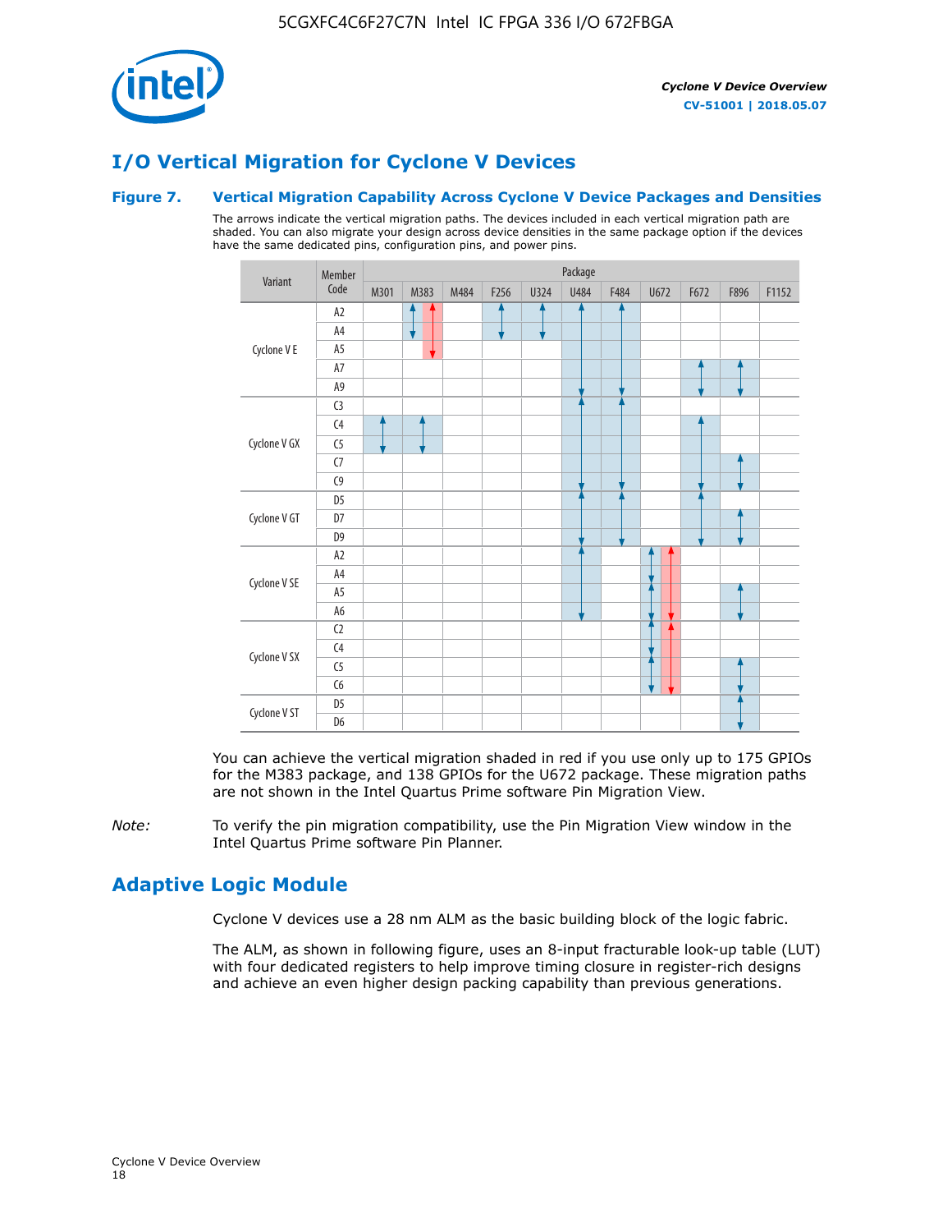# I/O Vertical Migration for Cyclone V Devices

### Figure 7. Vertical Migration Capability Across Cyclone V Device Packages and Densities

The arrows indicate the vertical migration paths. The devices included in each vertical migration path are shaded. You can also migrate your design across device densities in the same package option if the devices have the same dedicated pins, configuration pins, and power pins.

| Variant | Member Code | M301 | M383 | M484 | F256 | U324 | U484 | F484 | U672 | F672 | F896 | F1152 |
|---|---|---|---|---|---|---|---|---|---|---|---|---|
| Cyclone V E | A2 | | ↕ / ↕ (red) | | ↕ | ↕ | ↕ | ↕ | | | | |
| | A4 | | ↕ / ↕ (red) | | ↕ | ↕ | ↕ | ↕ | | | | |
| | A5 | | ↕ (red) | | | | ↕ | ↕ | | | | |
| | A7 | | | | | | ↕ | ↕ | | ↕ | ↕ | |
| | A9 | | | | | | ↕ | ↕ | | ↕ | ↕ | |
| Cyclone V GX | C3 | | | | | | ↕ | ↕ | | | | |
| | C4 | ↕ | ↕ | | | | ↕ | ↕ | | ↕ | | |
| | C5 | ↕ | ↕ | | | | ↕ | ↕ | | ↕ | | |
| | C7 | | | | | | ↕ | ↕ | | ↕ | ↕ | |
| | C9 | | | | | | ↕ | ↕ | | ↕ | ↕ | |
| Cyclone V GT | D5 | | | | | | ↕ | ↕ | | ↕ | | |
| | D7 | | | | | | ↕ | ↕ | | ↕ | ↕ | |
| | D9 | | | | | | ↕ | ↕ | | ↕ | ↕ | |
| Cyclone V SE | A2 | | | | | | ↕ | | ↕ / ↕ (red) | | | |
| | A4 | | | | | | ↕ | | ↕ / ↕ (red) | | | |
| | A5 | | | | | | ↕ | | ↕ / ↕ (red) | | ↕ | |
| | A6 | | | | | | ↕ | | ↕ / ↕ (red) | | ↕ | |
| Cyclone V SX | C2 | | | | | | | | ↕ / ↕ (red) | | | |
| | C4 | | | | | | | | ↕ / ↕ (red) | | | |
| | C5 | | | | | | | | ↕ / ↕ (red) | | ↕ | |
| | C6 | | | | | | | | ↕ / ↕ (red) | | ↕ | |
| Cyclone V ST | D5 | | | | | | | | | | ↕ | |
| | D6 | | | | | | | | | | ↕ | |

You can achieve the vertical migration shaded in red if you use only up to 175 GPIOs for the M383 package, and 138 GPIOs for the U672 package. These migration paths are not shown in the Intel Quartus Prime software Pin Migration View.

*Note:* To verify the pin migration compatibility, use the Pin Migration View window in the Intel Quartus Prime software Pin Planner.

# Adaptive Logic Module

Cyclone V devices use a 28 nm ALM as the basic building block of the logic fabric.

The ALM, as shown in following figure, uses an 8-input fracturable look-up table (LUT) with four dedicated registers to help improve timing closure in register-rich designs and achieve an even higher design packing capability than previous generations.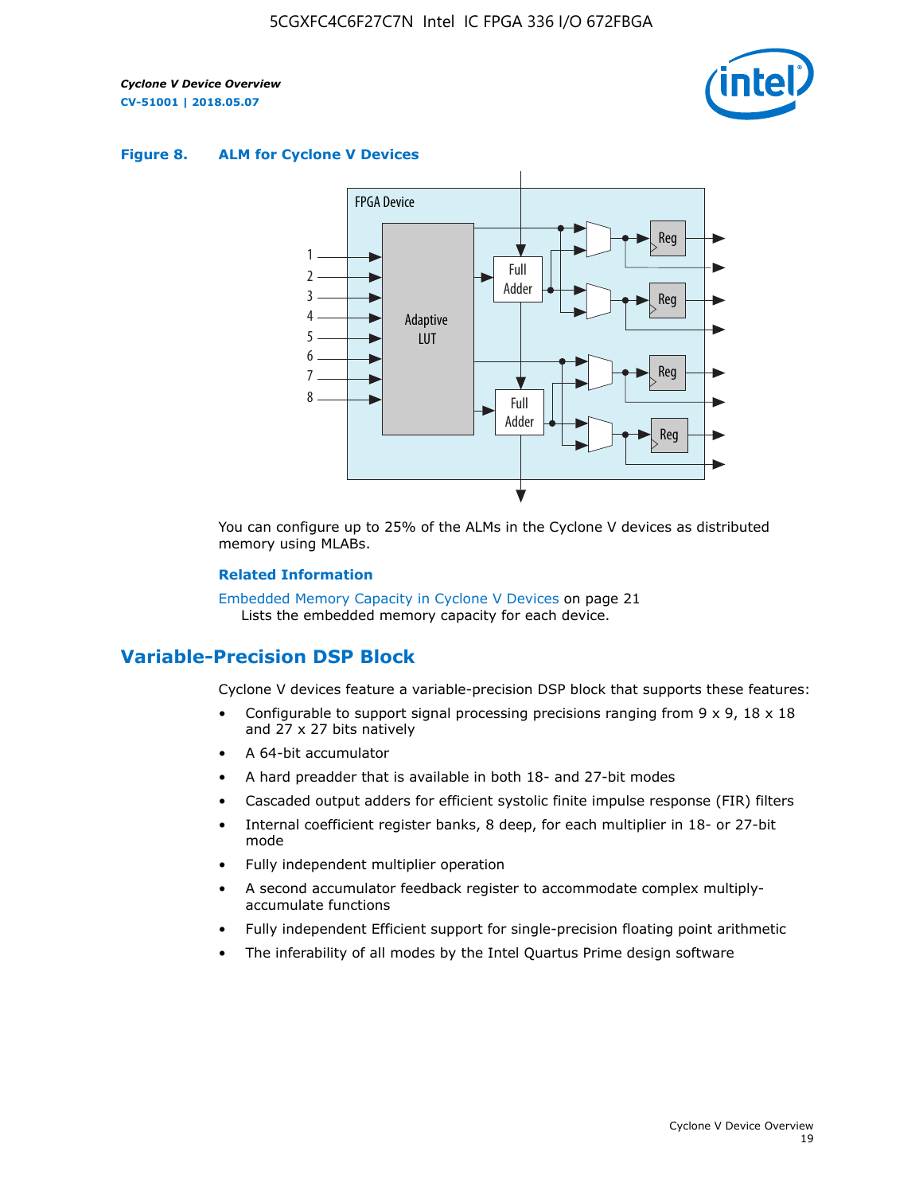**Figure 8. ALM for Cyclone V Devices**

You can configure up to 25% of the ALMs in the Cyclone V devices as distributed memory using MLABs.

**Related Information**

Embedded Memory Capacity in Cyclone V Devices on page 21
Lists the embedded memory capacity for each device.

## Variable-Precision DSP Block

Cyclone V devices feature a variable-precision DSP block that supports these features:

- Configurable to support signal processing precisions ranging from 9 x 9, 18 x 18 and 27 x 27 bits natively
- A 64-bit accumulator
- A hard preadder that is available in both 18- and 27-bit modes
- Cascaded output adders for efficient systolic finite impulse response (FIR) filters
- Internal coefficient register banks, 8 deep, for each multiplier in 18- or 27-bit mode
- Fully independent multiplier operation
- A second accumulator feedback register to accommodate complex multiply-accumulate functions
- Fully independent Efficient support for single-precision floating point arithmetic
- The inferability of all modes by the Intel Quartus Prime design software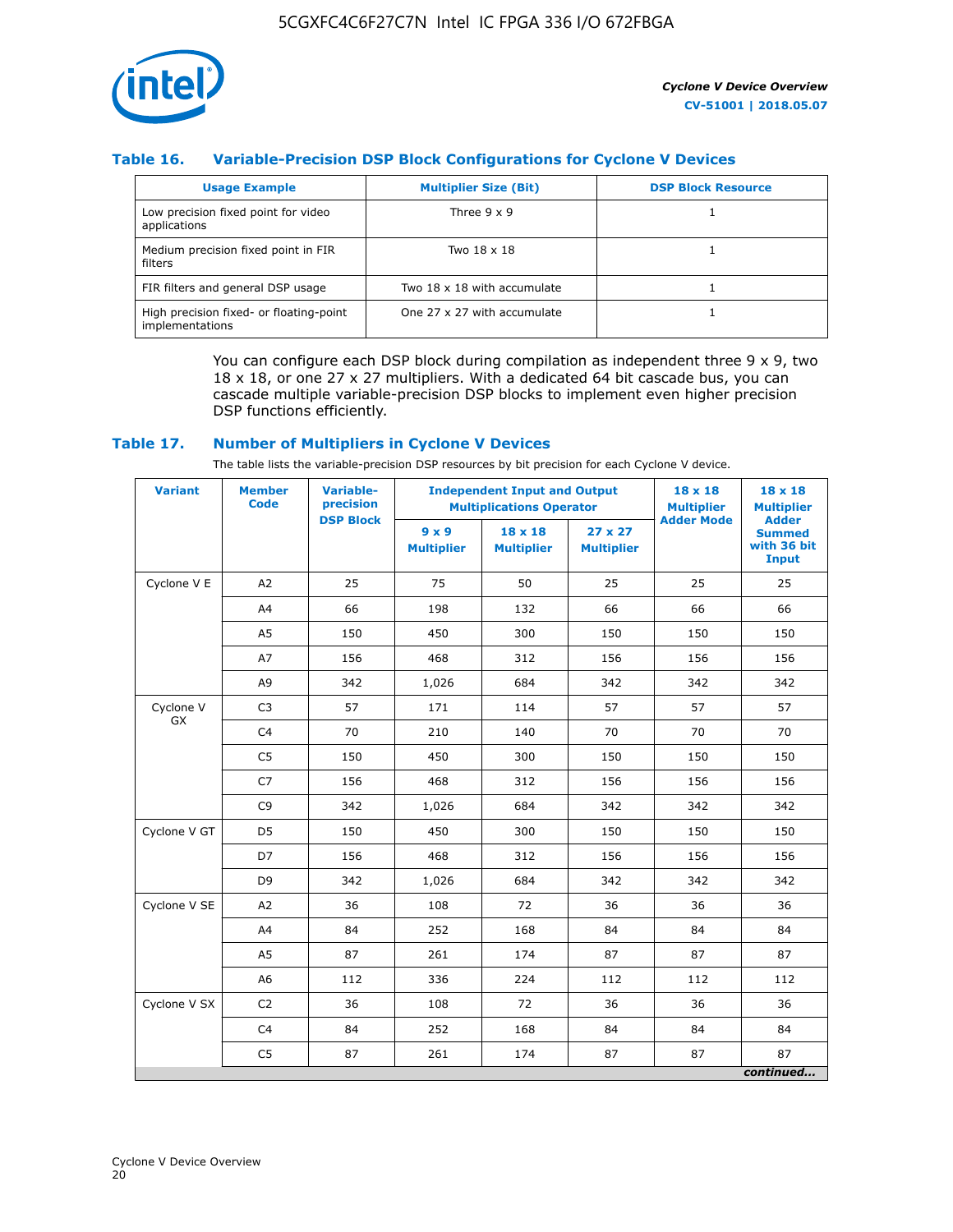### Table 16. Variable-Precision DSP Block Configurations for Cyclone V Devices

| Usage Example | Multiplier Size (Bit) | DSP Block Resource |
|---|---|---|
| Low precision fixed point for video applications | Three 9 x 9 | 1 |
| Medium precision fixed point in FIR filters | Two 18 x 18 | 1 |
| FIR filters and general DSP usage | Two 18 x 18 with accumulate | 1 |
| High precision fixed- or floating-point implementations | One 27 x 27 with accumulate | 1 |

You can configure each DSP block during compilation as independent three 9 x 9, two 18 x 18, or one 27 x 27 multipliers. With a dedicated 64 bit cascade bus, you can cascade multiple variable-precision DSP blocks to implement even higher precision DSP functions efficiently.

### Table 17. Number of Multipliers in Cyclone V Devices

The table lists the variable-precision DSP resources by bit precision for each Cyclone V device.

| Variant | Member Code | Variable-precision DSP Block | Independent Input and Output Multiplications Operator | | | 18 x 18 Multiplier Adder Mode | 18 x 18 Multiplier Adder Summed with 36 bit Input |
|---|---|---|---|---|---|---|---|
| | | | 9 x 9 Multiplier | 18 x 18 Multiplier | 27 x 27 Multiplier | | |
| Cyclone V E | A2 | 25 | 75 | 50 | 25 | 25 | 25 |
| | A4 | 66 | 198 | 132 | 66 | 66 | 66 |
| | A5 | 150 | 450 | 300 | 150 | 150 | 150 |
| | A7 | 156 | 468 | 312 | 156 | 156 | 156 |
| | A9 | 342 | 1,026 | 684 | 342 | 342 | 342 |
| Cyclone V GX | C3 | 57 | 171 | 114 | 57 | 57 | 57 |
| | C4 | 70 | 210 | 140 | 70 | 70 | 70 |
| | C5 | 150 | 450 | 300 | 150 | 150 | 150 |
| | C7 | 156 | 468 | 312 | 156 | 156 | 156 |
| | C9 | 342 | 1,026 | 684 | 342 | 342 | 342 |
| Cyclone V GT | D5 | 150 | 450 | 300 | 150 | 150 | 150 |
| | D7 | 156 | 468 | 312 | 156 | 156 | 156 |
| | D9 | 342 | 1,026 | 684 | 342 | 342 | 342 |
| Cyclone V SE | A2 | 36 | 108 | 72 | 36 | 36 | 36 |
| | A4 | 84 | 252 | 168 | 84 | 84 | 84 |
| | A5 | 87 | 261 | 174 | 87 | 87 | 87 |
| | A6 | 112 | 336 | 224 | 112 | 112 | 112 |
| Cyclone V SX | C2 | 36 | 108 | 72 | 36 | 36 | 36 |
| | C4 | 84 | 252 | 168 | 84 | 84 | 84 |
| | C5 | 87 | 261 | 174 | 87 | 87 | 87 |

*continued...*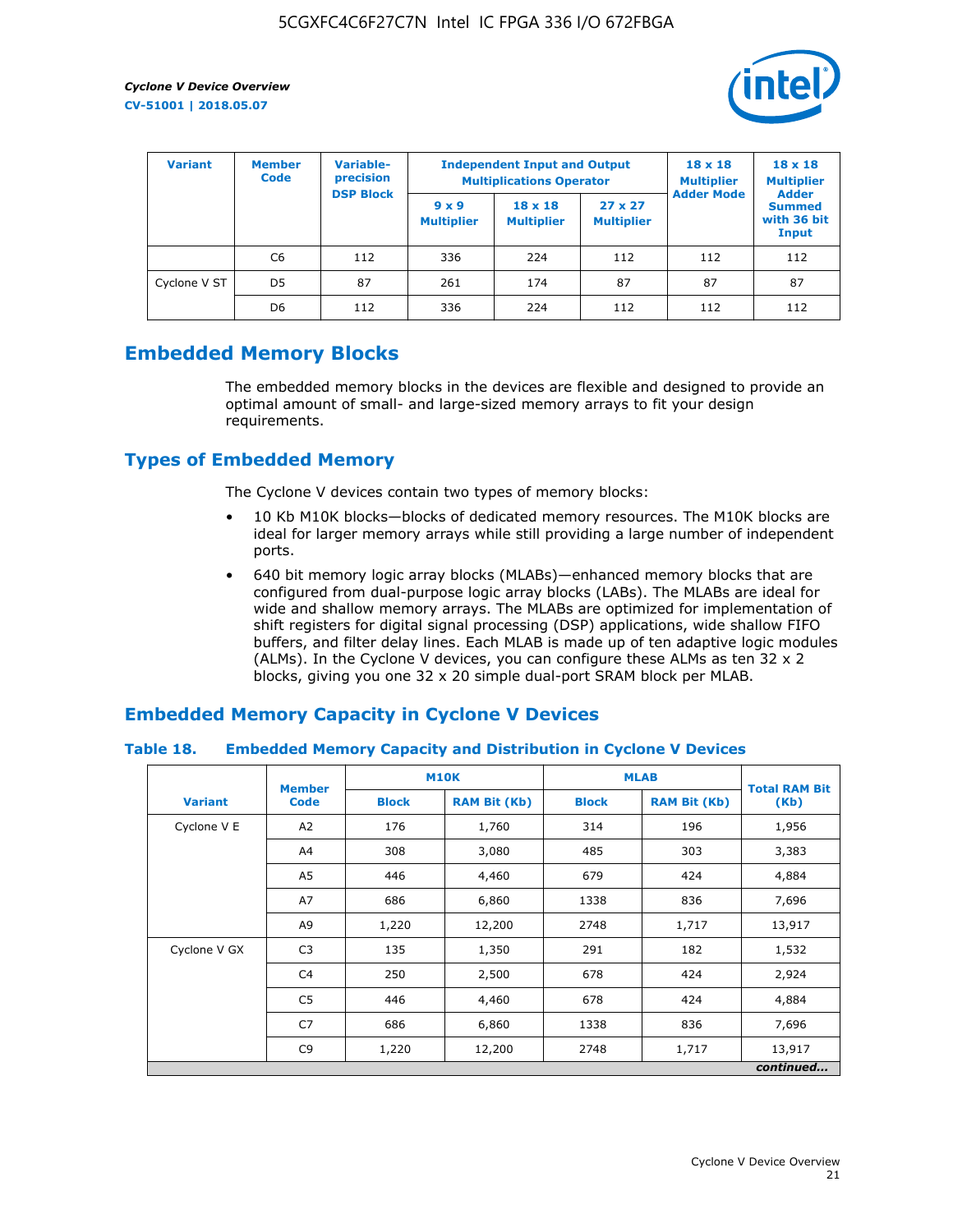| Variant | Member Code | Variable-precision DSP Block | Independent Input and Output Multiplications Operator | | | 18 x 18 Multiplier Adder Mode | 18 x 18 Multiplier Adder Summed with 36 bit Input |
|---|---|---|---|---|---|---|---|
| | | | 9 x 9 Multiplier | 18 x 18 Multiplier | 27 x 27 Multiplier | | |
| | C6 | 112 | 336 | 224 | 112 | 112 | 112 |
| Cyclone V ST | D5 | 87 | 261 | 174 | 87 | 87 | 87 |
| | D6 | 112 | 336 | 224 | 112 | 112 | 112 |

## Embedded Memory Blocks

The embedded memory blocks in the devices are flexible and designed to provide an optimal amount of small- and large-sized memory arrays to fit your design requirements.

## Types of Embedded Memory

The Cyclone V devices contain two types of memory blocks:

- 10 Kb M10K blocks—blocks of dedicated memory resources. The M10K blocks are ideal for larger memory arrays while still providing a large number of independent ports.
- 640 bit memory logic array blocks (MLABs)—enhanced memory blocks that are configured from dual-purpose logic array blocks (LABs). The MLABs are ideal for wide and shallow memory arrays. The MLABs are optimized for implementation of shift registers for digital signal processing (DSP) applications, wide shallow FIFO buffers, and filter delay lines. Each MLAB is made up of ten adaptive logic modules (ALMs). In the Cyclone V devices, you can configure these ALMs as ten 32 x 2 blocks, giving you one 32 x 20 simple dual-port SRAM block per MLAB.

## Embedded Memory Capacity in Cyclone V Devices

**Table 18. Embedded Memory Capacity and Distribution in Cyclone V Devices**

| Variant | Member Code | M10K | | MLAB | | Total RAM Bit (Kb) |
|---|---|---|---|---|---|---|
| | | Block | RAM Bit (Kb) | Block | RAM Bit (Kb) | |
| Cyclone V E | A2 | 176 | 1,760 | 314 | 196 | 1,956 |
| | A4 | 308 | 3,080 | 485 | 303 | 3,383 |
| | A5 | 446 | 4,460 | 679 | 424 | 4,884 |
| | A7 | 686 | 6,860 | 1338 | 836 | 7,696 |
| | A9 | 1,220 | 12,200 | 2748 | 1,717 | 13,917 |
| Cyclone V GX | C3 | 135 | 1,350 | 291 | 182 | 1,532 |
| | C4 | 250 | 2,500 | 678 | 424 | 2,924 |
| | C5 | 446 | 4,460 | 678 | 424 | 4,884 |
| | C7 | 686 | 6,860 | 1338 | 836 | 7,696 |
| | C9 | 1,220 | 12,200 | 2748 | 1,717 | 13,917 |

*continued...*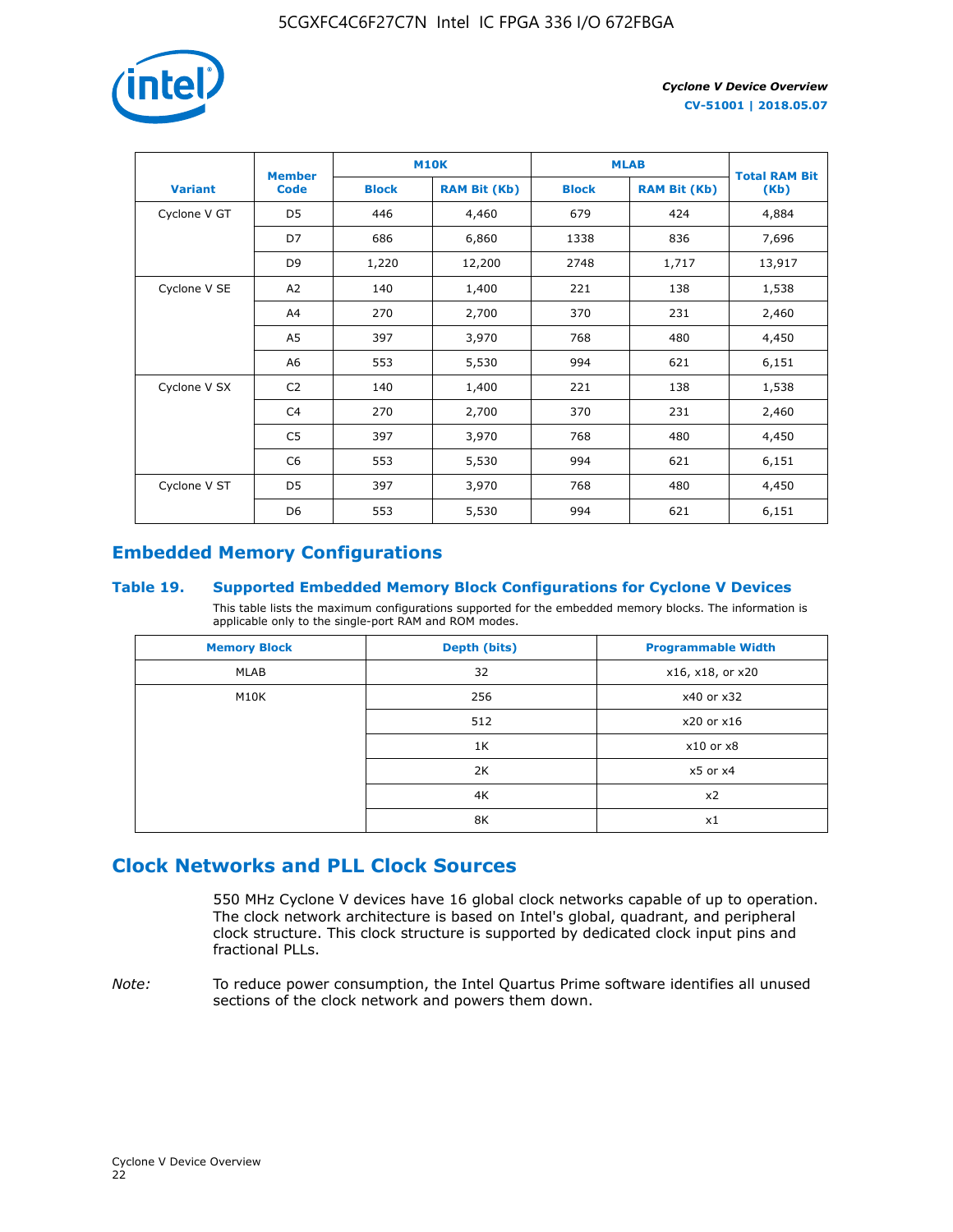| Variant | Member Code | M10K | | MLAB | | Total RAM Bit (Kb) |
|---|---|---|---|---|---|---|
| | | Block | RAM Bit (Kb) | Block | RAM Bit (Kb) | |
| Cyclone V GT | D5 | 446 | 4,460 | 679 | 424 | 4,884 |
| | D7 | 686 | 6,860 | 1338 | 836 | 7,696 |
| | D9 | 1,220 | 12,200 | 2748 | 1,717 | 13,917 |
| Cyclone V SE | A2 | 140 | 1,400 | 221 | 138 | 1,538 |
| | A4 | 270 | 2,700 | 370 | 231 | 2,460 |
| | A5 | 397 | 3,970 | 768 | 480 | 4,450 |
| | A6 | 553 | 5,530 | 994 | 621 | 6,151 |
| Cyclone V SX | C2 | 140 | 1,400 | 221 | 138 | 1,538 |
| | C4 | 270 | 2,700 | 370 | 231 | 2,460 |
| | C5 | 397 | 3,970 | 768 | 480 | 4,450 |
| | C6 | 553 | 5,530 | 994 | 621 | 6,151 |
| Cyclone V ST | D5 | 397 | 3,970 | 768 | 480 | 4,450 |
| | D6 | 553 | 5,530 | 994 | 621 | 6,151 |

## Embedded Memory Configurations

### Table 19. Supported Embedded Memory Block Configurations for Cyclone V Devices

This table lists the maximum configurations supported for the embedded memory blocks. The information is applicable only to the single-port RAM and ROM modes.

| Memory Block | Depth (bits) | Programmable Width |
|---|---|---|
| MLAB | 32 | x16, x18, or x20 |
| M10K | 256 | x40 or x32 |
| | 512 | x20 or x16 |
| | 1K | x10 or x8 |
| | 2K | x5 or x4 |
| | 4K | x2 |
| | 8K | x1 |

## Clock Networks and PLL Clock Sources

550 MHz Cyclone V devices have 16 global clock networks capable of up to operation. The clock network architecture is based on Intel's global, quadrant, and peripheral clock structure. This clock structure is supported by dedicated clock input pins and fractional PLLs.

*Note:* To reduce power consumption, the Intel Quartus Prime software identifies all unused sections of the clock network and powers them down.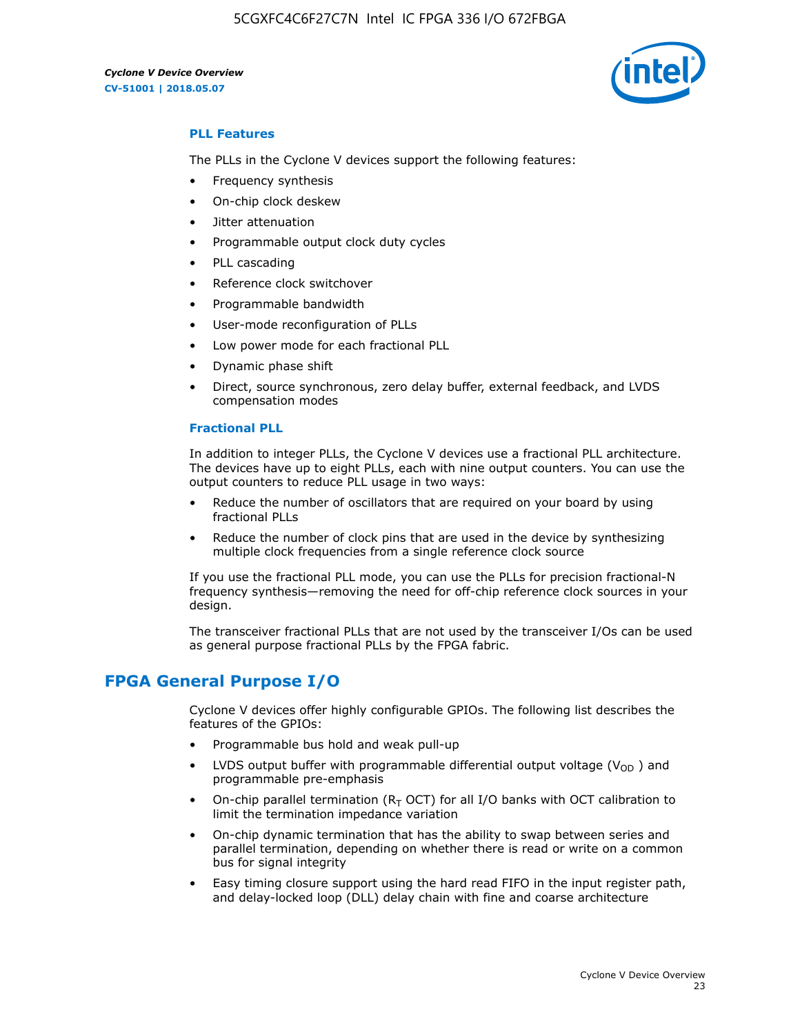### PLL Features

The PLLs in the Cyclone V devices support the following features:

- Frequency synthesis
- On-chip clock deskew
- Jitter attenuation
- Programmable output clock duty cycles
- PLL cascading
- Reference clock switchover
- Programmable bandwidth
- User-mode reconfiguration of PLLs
- Low power mode for each fractional PLL
- Dynamic phase shift
- Direct, source synchronous, zero delay buffer, external feedback, and LVDS compensation modes

### Fractional PLL

In addition to integer PLLs, the Cyclone V devices use a fractional PLL architecture. The devices have up to eight PLLs, each with nine output counters. You can use the output counters to reduce PLL usage in two ways:

- Reduce the number of oscillators that are required on your board by using fractional PLLs
- Reduce the number of clock pins that are used in the device by synthesizing multiple clock frequencies from a single reference clock source

If you use the fractional PLL mode, you can use the PLLs for precision fractional-N frequency synthesis—removing the need for off-chip reference clock sources in your design.

The transceiver fractional PLLs that are not used by the transceiver I/Os can be used as general purpose fractional PLLs by the FPGA fabric.

## FPGA General Purpose I/O

Cyclone V devices offer highly configurable GPIOs. The following list describes the features of the GPIOs:

- Programmable bus hold and weak pull-up
- LVDS output buffer with programmable differential output voltage ($V_{OD}$) and programmable pre-emphasis
- On-chip parallel termination ($R_T$ OCT) for all I/O banks with OCT calibration to limit the termination impedance variation
- On-chip dynamic termination that has the ability to swap between series and parallel termination, depending on whether there is read or write on a common bus for signal integrity
- Easy timing closure support using the hard read FIFO in the input register path, and delay-locked loop (DLL) delay chain with fine and coarse architecture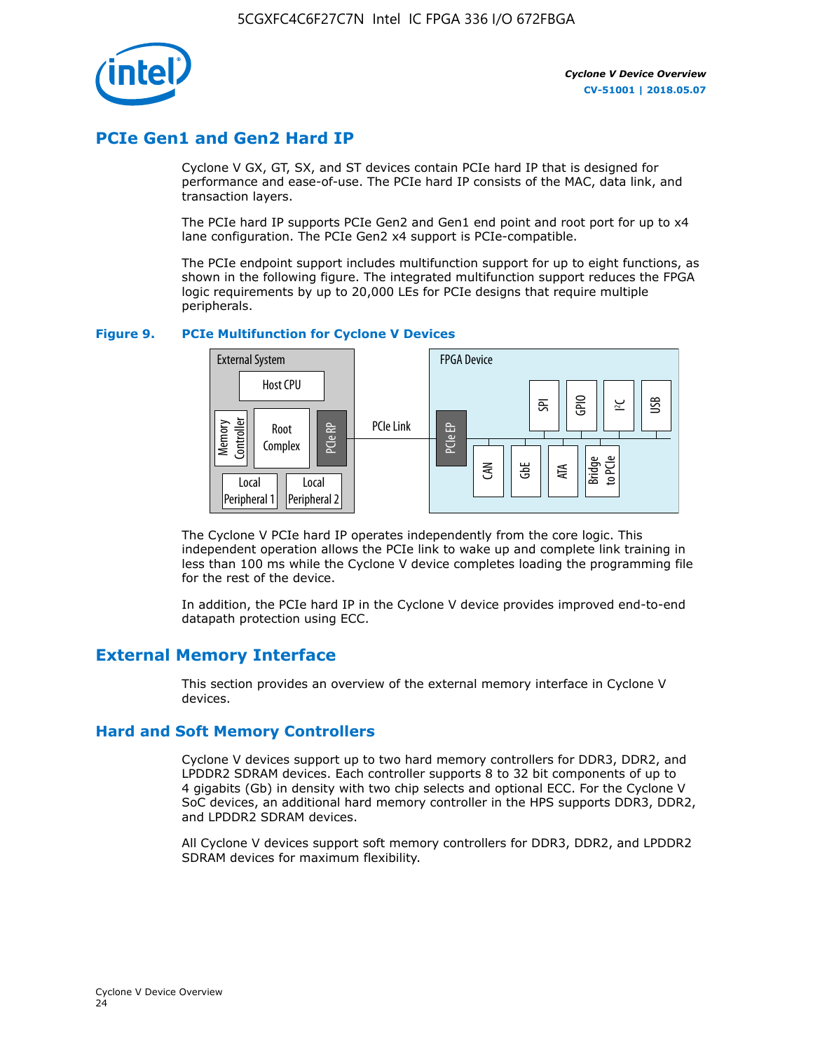## PCIe Gen1 and Gen2 Hard IP

Cyclone V GX, GT, SX, and ST devices contain PCIe hard IP that is designed for performance and ease-of-use. The PCIe hard IP consists of the MAC, data link, and transaction layers.

The PCIe hard IP supports PCIe Gen2 and Gen1 end point and root port for up to x4 lane configuration. The PCIe Gen2 x4 support is PCIe-compatible.

The PCIe endpoint support includes multifunction support for up to eight functions, as shown in the following figure. The integrated multifunction support reduces the FPGA logic requirements by up to 20,000 LEs for PCIe designs that require multiple peripherals.

**Figure 9. PCIe Multifunction for Cyclone V Devices**

External System: Host CPU, Memory Controller, Root Complex, PCIe RP, Local Peripheral 1, Local Peripheral 2 — PCIe Link — FPGA Device: PCIe EP, SPI, GPIO, I²C, USB, CAN, GbE, ATA, Bridge to PCIe

The Cyclone V PCIe hard IP operates independently from the core logic. This independent operation allows the PCIe link to wake up and complete link training in less than 100 ms while the Cyclone V device completes loading the programming file for the rest of the device.

In addition, the PCIe hard IP in the Cyclone V device provides improved end-to-end datapath protection using ECC.

## External Memory Interface

This section provides an overview of the external memory interface in Cyclone V devices.

### Hard and Soft Memory Controllers

Cyclone V devices support up to two hard memory controllers for DDR3, DDR2, and LPDDR2 SDRAM devices. Each controller supports 8 to 32 bit components of up to 4 gigabits (Gb) in density with two chip selects and optional ECC. For the Cyclone V SoC devices, an additional hard memory controller in the HPS supports DDR3, DDR2, and LPDDR2 SDRAM devices.

All Cyclone V devices support soft memory controllers for DDR3, DDR2, and LPDDR2 SDRAM devices for maximum flexibility.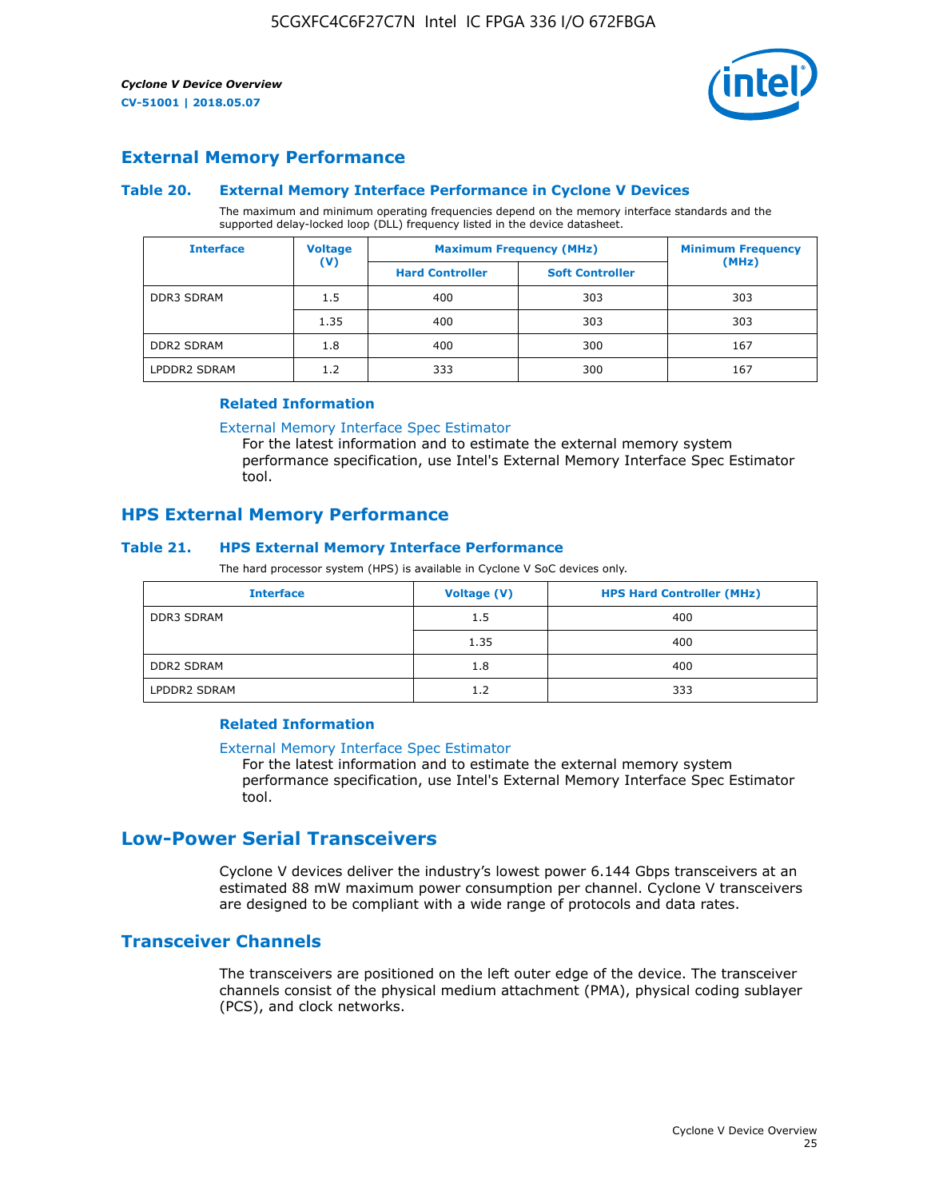## External Memory Performance

### Table 20. External Memory Interface Performance in Cyclone V Devices

The maximum and minimum operating frequencies depend on the memory interface standards and the supported delay-locked loop (DLL) frequency listed in the device datasheet.

| Interface | Voltage (V) | Maximum Frequency (MHz) | | Minimum Frequency (MHz) |
|---|---|---|---|---|
| | | Hard Controller | Soft Controller | |
| DDR3 SDRAM | 1.5 | 400 | 303 | 303 |
| | 1.35 | 400 | 303 | 303 |
| DDR2 SDRAM | 1.8 | 400 | 300 | 167 |
| LPDDR2 SDRAM | 1.2 | 333 | 300 | 167 |

#### Related Information

External Memory Interface Spec Estimator

For the latest information and to estimate the external memory system performance specification, use Intel's External Memory Interface Spec Estimator tool.

## HPS External Memory Performance

### Table 21. HPS External Memory Interface Performance

The hard processor system (HPS) is available in Cyclone V SoC devices only.

| Interface | Voltage (V) | HPS Hard Controller (MHz) |
|---|---|---|
| DDR3 SDRAM | 1.5 | 400 |
| | 1.35 | 400 |
| DDR2 SDRAM | 1.8 | 400 |
| LPDDR2 SDRAM | 1.2 | 333 |

#### Related Information

External Memory Interface Spec Estimator

For the latest information and to estimate the external memory system performance specification, use Intel's External Memory Interface Spec Estimator tool.

# Low-Power Serial Transceivers

Cyclone V devices deliver the industry's lowest power 6.144 Gbps transceivers at an estimated 88 mW maximum power consumption per channel. Cyclone V transceivers are designed to be compliant with a wide range of protocols and data rates.

## Transceiver Channels

The transceivers are positioned on the left outer edge of the device. The transceiver channels consist of the physical medium attachment (PMA), physical coding sublayer (PCS), and clock networks.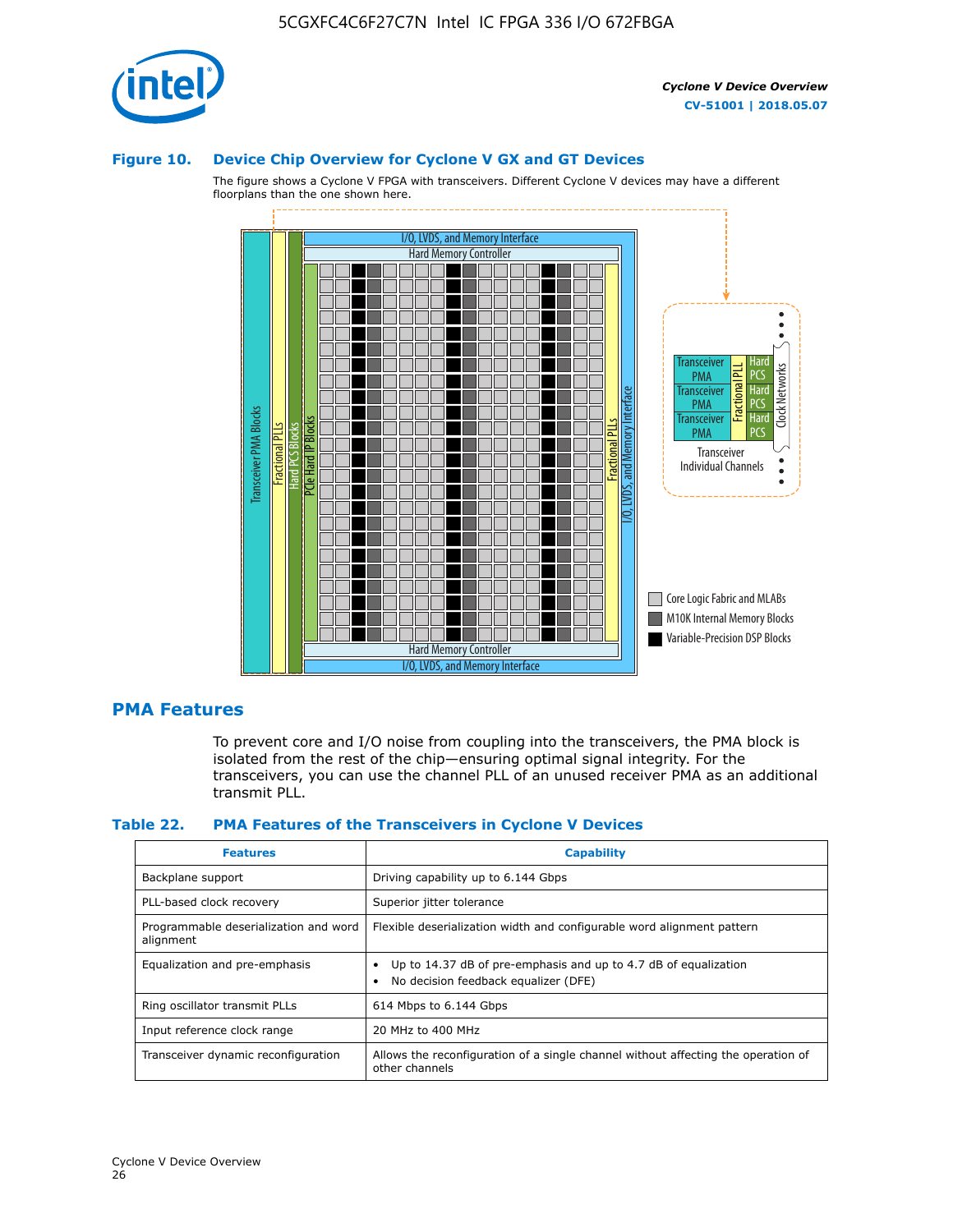### Figure 10. Device Chip Overview for Cyclone V GX and GT Devices

The figure shows a Cyclone V FPGA with transceivers. Different Cyclone V devices may have a different floorplans than the one shown here.

## PMA Features

To prevent core and I/O noise from coupling into the transceivers, the PMA block is isolated from the rest of the chip—ensuring optimal signal integrity. For the transceivers, you can use the channel PLL of an unused receiver PMA as an additional transmit PLL.

### Table 22. PMA Features of the Transceivers in Cyclone V Devices

| Features | Capability |
|---|---|
| Backplane support | Driving capability up to 6.144 Gbps |
| PLL-based clock recovery | Superior jitter tolerance |
| Programmable deserialization and word alignment | Flexible deserialization width and configurable word alignment pattern |
| Equalization and pre-emphasis | • Up to 14.37 dB of pre-emphasis and up to 4.7 dB of equalization<br>• No decision feedback equalizer (DFE) |
| Ring oscillator transmit PLLs | 614 Mbps to 6.144 Gbps |
| Input reference clock range | 20 MHz to 400 MHz |
| Transceiver dynamic reconfiguration | Allows the reconfiguration of a single channel without affecting the operation of other channels |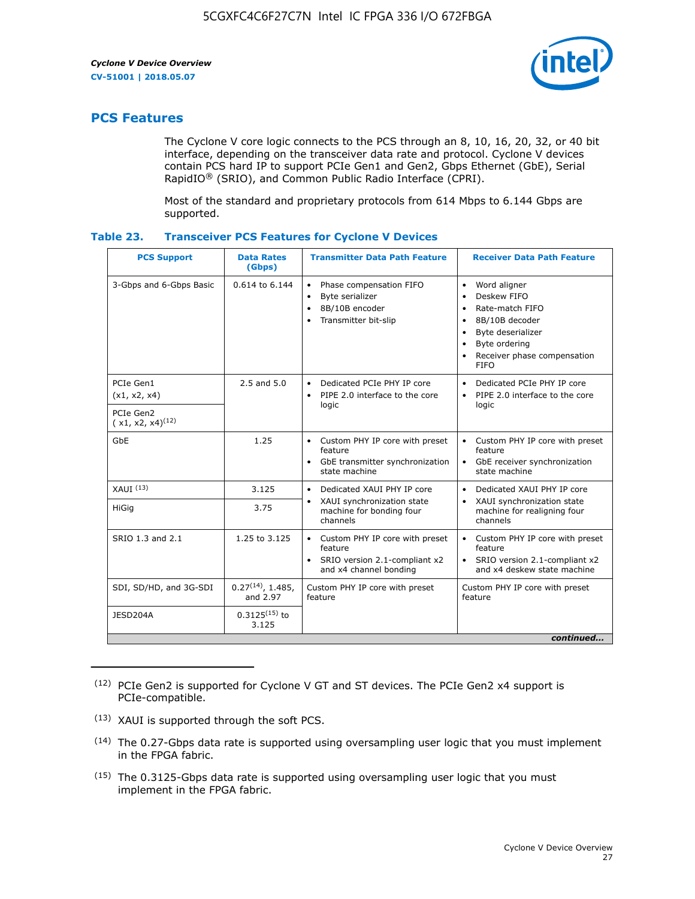## PCS Features

The Cyclone V core logic connects to the PCS through an 8, 10, 16, 20, 32, or 40 bit interface, depending on the transceiver data rate and protocol. Cyclone V devices contain PCS hard IP to support PCIe Gen1 and Gen2, Gbps Ethernet (GbE), Serial RapidIO® (SRIO), and Common Public Radio Interface (CPRI).

Most of the standard and proprietary protocols from 614 Mbps to 6.144 Gbps are supported.

### Table 23. Transceiver PCS Features for Cyclone V Devices

| PCS Support | Data Rates (Gbps) | Transmitter Data Path Feature | Receiver Data Path Feature |
|---|---|---|---|
| 3-Gbps and 6-Gbps Basic | 0.614 to 6.144 | • Phase compensation FIFO<br>• Byte serializer<br>• 8B/10B encoder<br>• Transmitter bit-slip | • Word aligner<br>• Deskew FIFO<br>• Rate-match FIFO<br>• 8B/10B decoder<br>• Byte deserializer<br>• Byte ordering<br>• Receiver phase compensation FIFO |
| PCIe Gen1 (x1, x2, x4) | 2.5 and 5.0 | • Dedicated PCIe PHY IP core<br>• PIPE 2.0 interface to the core logic | • Dedicated PCIe PHY IP core<br>• PIPE 2.0 interface to the core logic |
| PCIe Gen2 ( x1, x2, x4)(12) | | | |
| GbE | 1.25 | • Custom PHY IP core with preset feature<br>• GbE transmitter synchronization state machine | • Custom PHY IP core with preset feature<br>• GbE receiver synchronization state machine |
| XAUI (13) | 3.125 | • Dedicated XAUI PHY IP core<br>• XAUI synchronization state machine for bonding four channels | • Dedicated XAUI PHY IP core<br>• XAUI synchronization state machine for realigning four channels |
| HiGig | 3.75 | | |
| SRIO 1.3 and 2.1 | 1.25 to 3.125 | • Custom PHY IP core with preset feature<br>• SRIO version 2.1-compliant x2 and x4 channel bonding | • Custom PHY IP core with preset feature<br>• SRIO version 2.1-compliant x2 and x4 deskew state machine |
| SDI, SD/HD, and 3G-SDI | 0.27(14), 1.485, and 2.97 | Custom PHY IP core with preset feature | Custom PHY IP core with preset feature |
| JESD204A | 0.3125(15) to 3.125 | | |

*continued...*

(12) PCIe Gen2 is supported for Cyclone V GT and ST devices. The PCIe Gen2 x4 support is PCIe-compatible.

(13) XAUI is supported through the soft PCS.

(14) The 0.27-Gbps data rate is supported using oversampling user logic that you must implement in the FPGA fabric.

(15) The 0.3125-Gbps data rate is supported using oversampling user logic that you must implement in the FPGA fabric.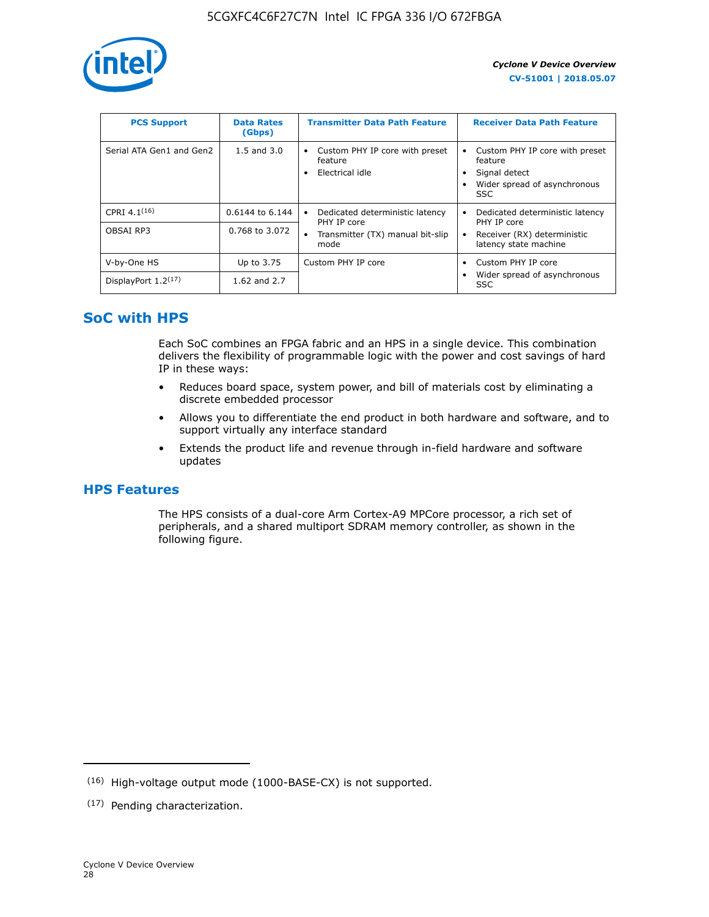| PCS Support | Data Rates (Gbps) | Transmitter Data Path Feature | Receiver Data Path Feature |
|---|---|---|---|
| Serial ATA Gen1 and Gen2 | 1.5 and 3.0 | • Custom PHY IP core with preset feature<br>• Electrical idle | • Custom PHY IP core with preset feature<br>• Signal detect<br>• Wider spread of asynchronous SSC |
| CPRI 4.1[16] | 0.6144 to 6.144 | • Dedicated deterministic latency PHY IP core<br>• Transmitter (TX) manual bit-slip mode | • Dedicated deterministic latency PHY IP core<br>• Receiver (RX) deterministic latency state machine |
| OBSAI RP3 | 0.768 to 3.072 | | |
| V-by-One HS | Up to 3.75 | Custom PHY IP core | • Custom PHY IP core<br>• Wider spread of asynchronous SSC |
| DisplayPort 1.2[17] | 1.62 and 2.7 | | |

## SoC with HPS

Each SoC combines an FPGA fabric and an HPS in a single device. This combination delivers the flexibility of programmable logic with the power and cost savings of hard IP in these ways:

- Reduces board space, system power, and bill of materials cost by eliminating a discrete embedded processor
- Allows you to differentiate the end product in both hardware and software, and to support virtually any interface standard
- Extends the product life and revenue through in-field hardware and software updates

## HPS Features

The HPS consists of a dual-core Arm Cortex-A9 MPCore processor, a rich set of peripherals, and a shared multiport SDRAM memory controller, as shown in the following figure.

(16) High-voltage output mode (1000-BASE-CX) is not supported.

(17) Pending characterization.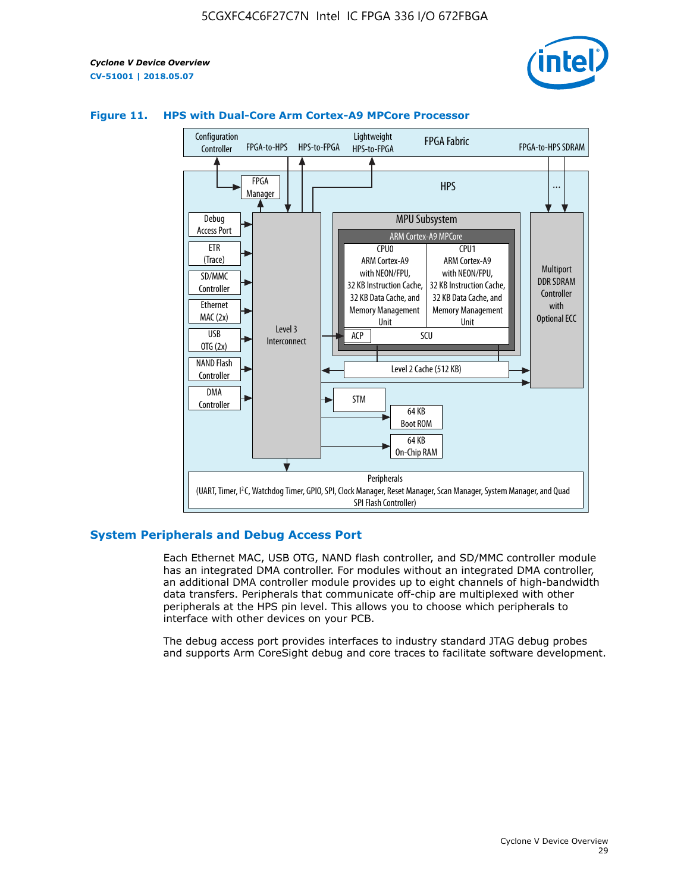**Figure 11. HPS with Dual-Core Arm Cortex-A9 MPCore Processor**

Configuration Controller | FPGA-to-HPS | HPS-to-FPGA | Lightweight HPS-to-FPGA | FPGA Fabric | FPGA-to-HPS SDRAM

HPS

FPGA Manager

Debug Access Port

ETR (Trace)

SD/MMC Controller

Ethernet MAC (2x)

USB OTG (2x)

NAND Flash Controller

DMA Controller

Level 3 Interconnect

MPU Subsystem

ARM Cortex-A9 MPCore

CPU0: ARM Cortex-A9 with NEON/FPU, 32 KB Instruction Cache, 32 KB Data Cache, and Memory Management Unit

CPU1: ARM Cortex-A9 with NEON/FPU, 32 KB Instruction Cache, 32 KB Data Cache, and Memory Management Unit

ACP | SCU

Level 2 Cache (512 KB)

Multiport DDR SDRAM Controller with Optional ECC

STM

64 KB Boot ROM

64 KB On-Chip RAM

Peripherals (UART, Timer, I²C, Watchdog Timer, GPIO, SPI, Clock Manager, Reset Manager, Scan Manager, System Manager, and Quad SPI Flash Controller)

## System Peripherals and Debug Access Port

Each Ethernet MAC, USB OTG, NAND flash controller, and SD/MMC controller module has an integrated DMA controller. For modules without an integrated DMA controller, an additional DMA controller module provides up to eight channels of high-bandwidth data transfers. Peripherals that communicate off-chip are multiplexed with other peripherals at the HPS pin level. This allows you to choose which peripherals to interface with other devices on your PCB.

The debug access port provides interfaces to industry standard JTAG debug probes and supports Arm CoreSight debug and core traces to facilitate software development.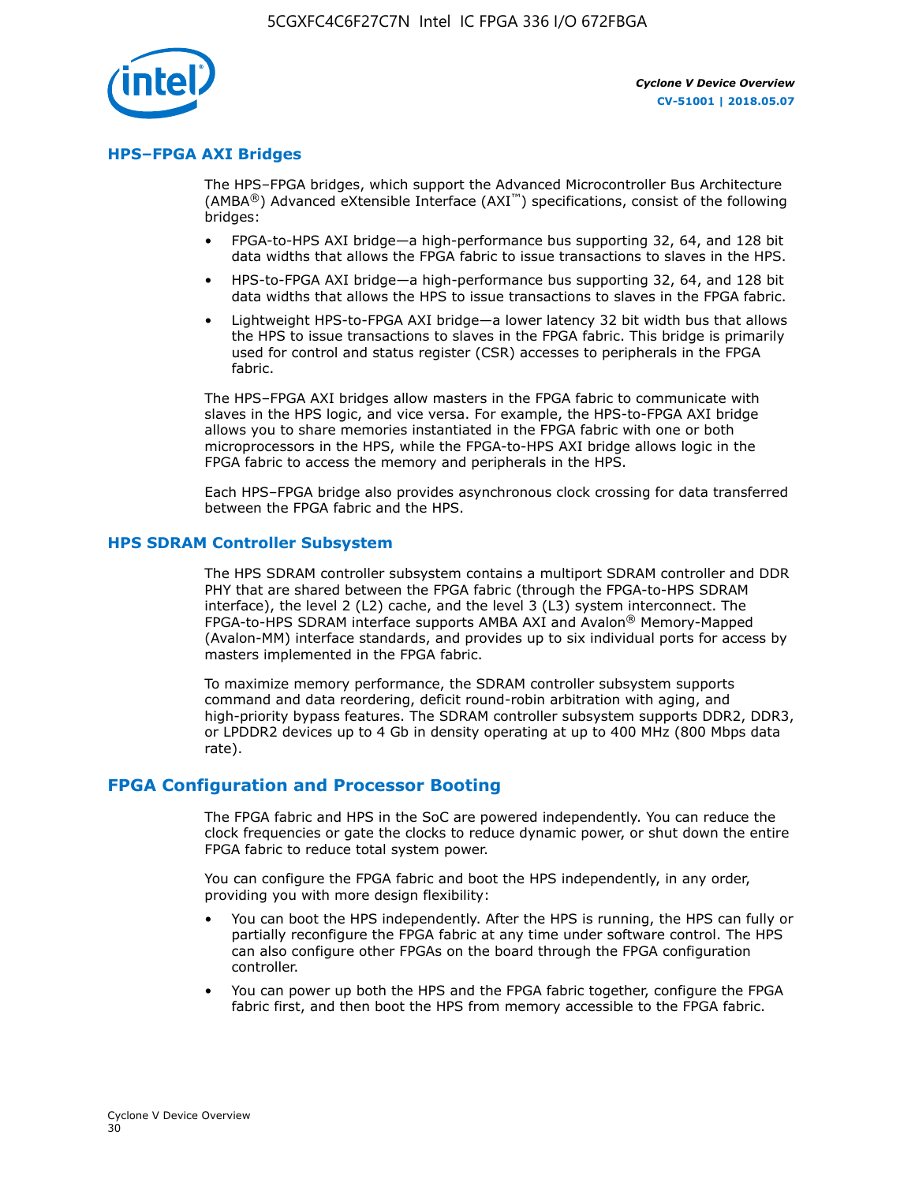## HPS–FPGA AXI Bridges

The HPS–FPGA bridges, which support the Advanced Microcontroller Bus Architecture (AMBA®) Advanced eXtensible Interface (AXI™) specifications, consist of the following bridges:

- FPGA-to-HPS AXI bridge—a high-performance bus supporting 32, 64, and 128 bit data widths that allows the FPGA fabric to issue transactions to slaves in the HPS.
- HPS-to-FPGA AXI bridge—a high-performance bus supporting 32, 64, and 128 bit data widths that allows the HPS to issue transactions to slaves in the FPGA fabric.
- Lightweight HPS-to-FPGA AXI bridge—a lower latency 32 bit width bus that allows the HPS to issue transactions to slaves in the FPGA fabric. This bridge is primarily used for control and status register (CSR) accesses to peripherals in the FPGA fabric.

The HPS–FPGA AXI bridges allow masters in the FPGA fabric to communicate with slaves in the HPS logic, and vice versa. For example, the HPS-to-FPGA AXI bridge allows you to share memories instantiated in the FPGA fabric with one or both microprocessors in the HPS, while the FPGA-to-HPS AXI bridge allows logic in the FPGA fabric to access the memory and peripherals in the HPS.

Each HPS–FPGA bridge also provides asynchronous clock crossing for data transferred between the FPGA fabric and the HPS.

## HPS SDRAM Controller Subsystem

The HPS SDRAM controller subsystem contains a multiport SDRAM controller and DDR PHY that are shared between the FPGA fabric (through the FPGA-to-HPS SDRAM interface), the level 2 (L2) cache, and the level 3 (L3) system interconnect. The FPGA-to-HPS SDRAM interface supports AMBA AXI and Avalon® Memory-Mapped (Avalon-MM) interface standards, and provides up to six individual ports for access by masters implemented in the FPGA fabric.

To maximize memory performance, the SDRAM controller subsystem supports command and data reordering, deficit round-robin arbitration with aging, and high-priority bypass features. The SDRAM controller subsystem supports DDR2, DDR3, or LPDDR2 devices up to 4 Gb in density operating at up to 400 MHz (800 Mbps data rate).

# FPGA Configuration and Processor Booting

The FPGA fabric and HPS in the SoC are powered independently. You can reduce the clock frequencies or gate the clocks to reduce dynamic power, or shut down the entire FPGA fabric to reduce total system power.

You can configure the FPGA fabric and boot the HPS independently, in any order, providing you with more design flexibility:

- You can boot the HPS independently. After the HPS is running, the HPS can fully or partially reconfigure the FPGA fabric at any time under software control. The HPS can also configure other FPGAs on the board through the FPGA configuration controller.
- You can power up both the HPS and the FPGA fabric together, configure the FPGA fabric first, and then boot the HPS from memory accessible to the FPGA fabric.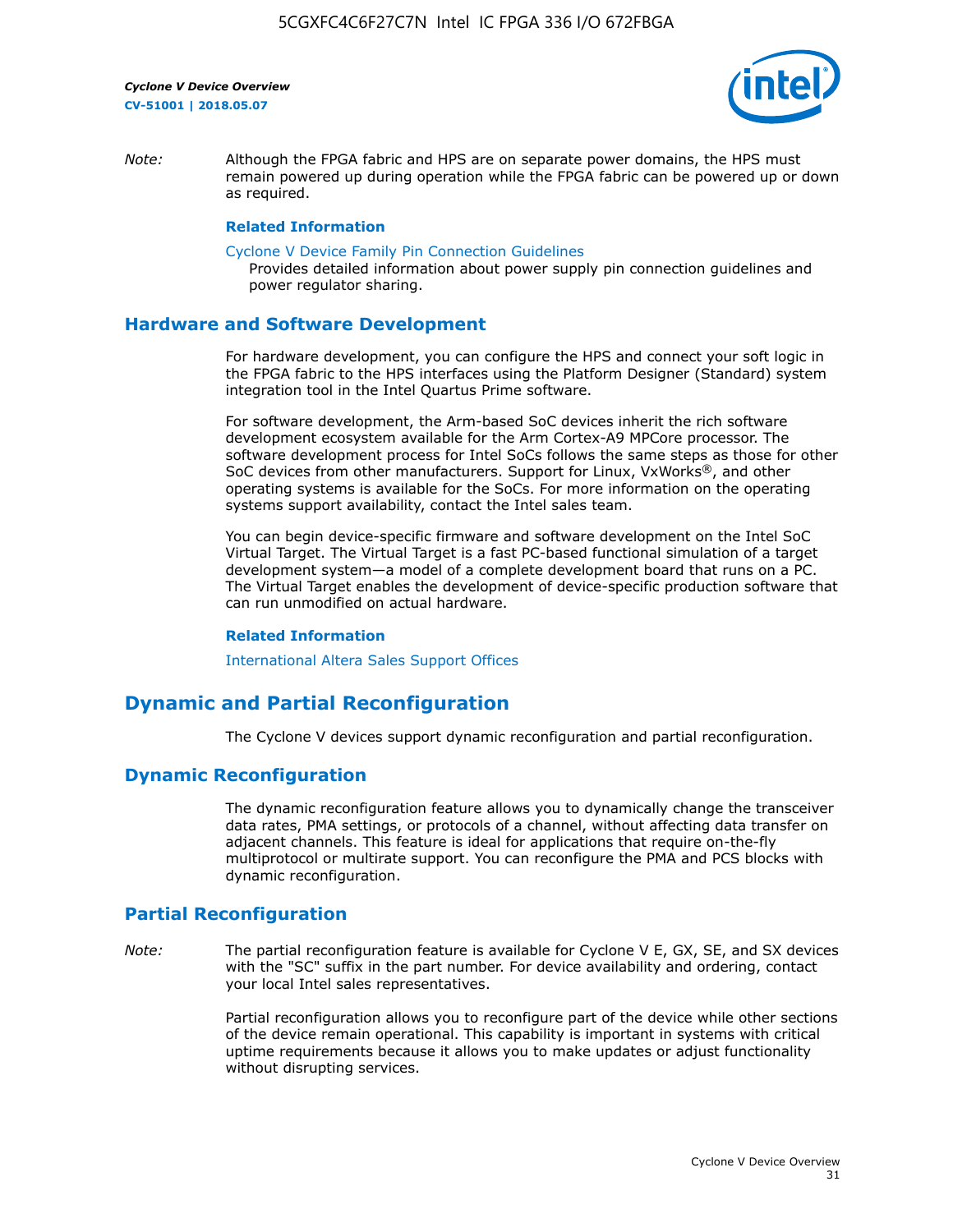*Note:* Although the FPGA fabric and HPS are on separate power domains, the HPS must remain powered up during operation while the FPGA fabric can be powered up or down as required.

**Related Information**

Cyclone V Device Family Pin Connection Guidelines
Provides detailed information about power supply pin connection guidelines and power regulator sharing.

## Hardware and Software Development

For hardware development, you can configure the HPS and connect your soft logic in the FPGA fabric to the HPS interfaces using the Platform Designer (Standard) system integration tool in the Intel Quartus Prime software.

For software development, the Arm-based SoC devices inherit the rich software development ecosystem available for the Arm Cortex-A9 MPCore processor. The software development process for Intel SoCs follows the same steps as those for other SoC devices from other manufacturers. Support for Linux, VxWorks®, and other operating systems is available for the SoCs. For more information on the operating systems support availability, contact the Intel sales team.

You can begin device-specific firmware and software development on the Intel SoC Virtual Target. The Virtual Target is a fast PC-based functional simulation of a target development system—a model of a complete development board that runs on a PC. The Virtual Target enables the development of device-specific production software that can run unmodified on actual hardware.

**Related Information**

International Altera Sales Support Offices

# Dynamic and Partial Reconfiguration

The Cyclone V devices support dynamic reconfiguration and partial reconfiguration.

## Dynamic Reconfiguration

The dynamic reconfiguration feature allows you to dynamically change the transceiver data rates, PMA settings, or protocols of a channel, without affecting data transfer on adjacent channels. This feature is ideal for applications that require on-the-fly multiprotocol or multirate support. You can reconfigure the PMA and PCS blocks with dynamic reconfiguration.

## Partial Reconfiguration

*Note:* The partial reconfiguration feature is available for Cyclone V E, GX, SE, and SX devices with the "SC" suffix in the part number. For device availability and ordering, contact your local Intel sales representatives.

Partial reconfiguration allows you to reconfigure part of the device while other sections of the device remain operational. This capability is important in systems with critical uptime requirements because it allows you to make updates or adjust functionality without disrupting services.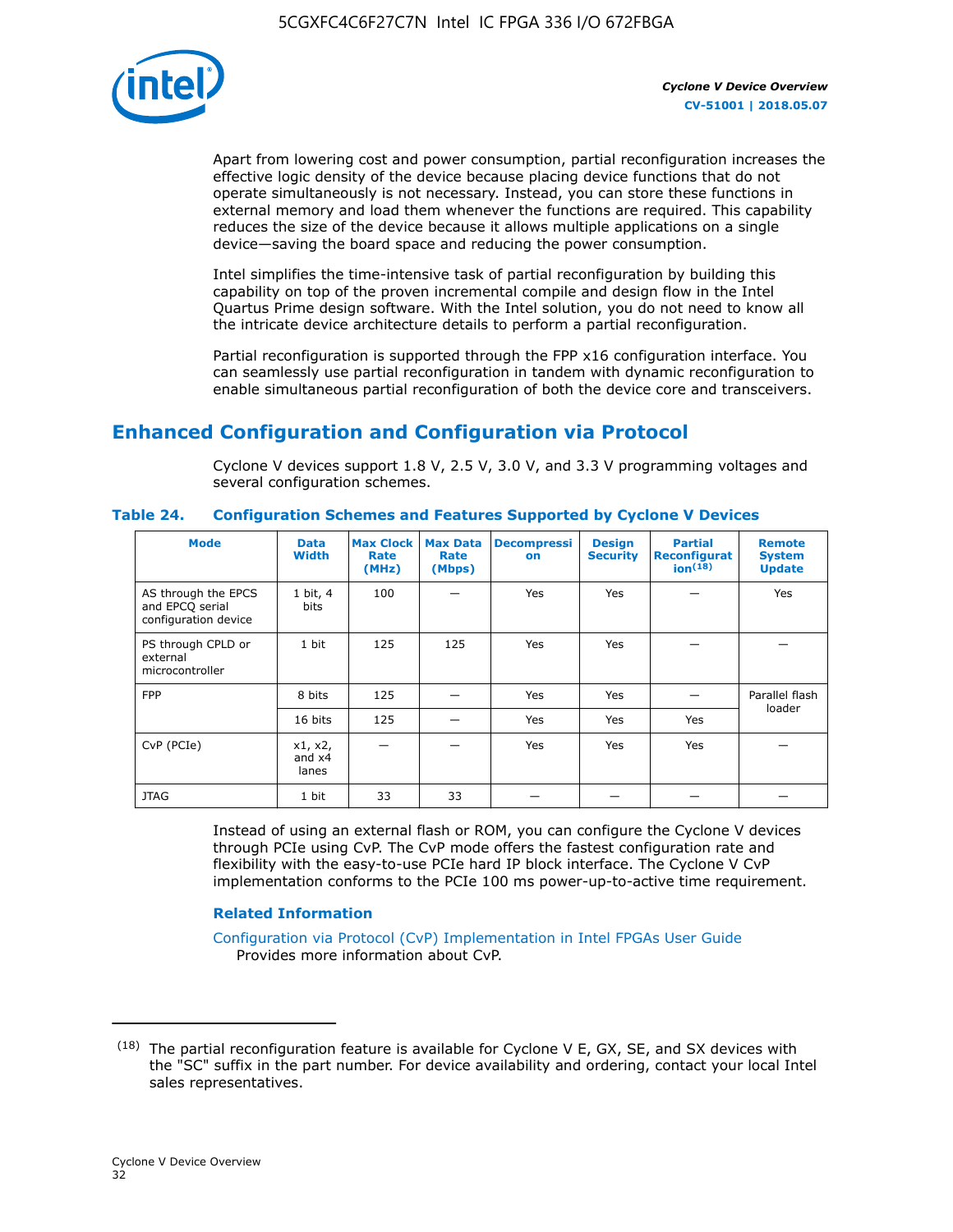Apart from lowering cost and power consumption, partial reconfiguration increases the effective logic density of the device because placing device functions that do not operate simultaneously is not necessary. Instead, you can store these functions in external memory and load them whenever the functions are required. This capability reduces the size of the device because it allows multiple applications on a single device—saving the board space and reducing the power consumption.

Intel simplifies the time-intensive task of partial reconfiguration by building this capability on top of the proven incremental compile and design flow in the Intel Quartus Prime design software. With the Intel solution, you do not need to know all the intricate device architecture details to perform a partial reconfiguration.

Partial reconfiguration is supported through the FPP x16 configuration interface. You can seamlessly use partial reconfiguration in tandem with dynamic reconfiguration to enable simultaneous partial reconfiguration of both the device core and transceivers.

## Enhanced Configuration and Configuration via Protocol

Cyclone V devices support 1.8 V, 2.5 V, 3.0 V, and 3.3 V programming voltages and several configuration schemes.

**Table 24. Configuration Schemes and Features Supported by Cyclone V Devices**

| Mode | Data Width | Max Clock Rate (MHz) | Max Data Rate (Mbps) | Decompression | Design Security | Partial Reconfiguration[18] | Remote System Update |
|---|---|---|---|---|---|---|---|
| AS through the EPCS and EPCQ serial configuration device | 1 bit, 4 bits | 100 | — | Yes | Yes | — | Yes |
| PS through CPLD or external microcontroller | 1 bit | 125 | 125 | Yes | Yes | — | — |
| FPP | 8 bits | 125 | — | Yes | Yes | — | Parallel flash loader |
| | 16 bits | 125 | — | Yes | Yes | Yes | |
| CvP (PCIe) | x1, x2, and x4 lanes | — | — | Yes | Yes | Yes | — |
| JTAG | 1 bit | 33 | 33 | — | — | — | — |

Instead of using an external flash or ROM, you can configure the Cyclone V devices through PCIe using CvP. The CvP mode offers the fastest configuration rate and flexibility with the easy-to-use PCIe hard IP block interface. The Cyclone V CvP implementation conforms to the PCIe 100 ms power-up-to-active time requirement.

### Related Information

Configuration via Protocol (CvP) Implementation in Intel FPGAs User Guide
Provides more information about CvP.

---

[18] The partial reconfiguration feature is available for Cyclone V E, GX, SE, and SX devices with the "SC" suffix in the part number. For device availability and ordering, contact your local Intel sales representatives.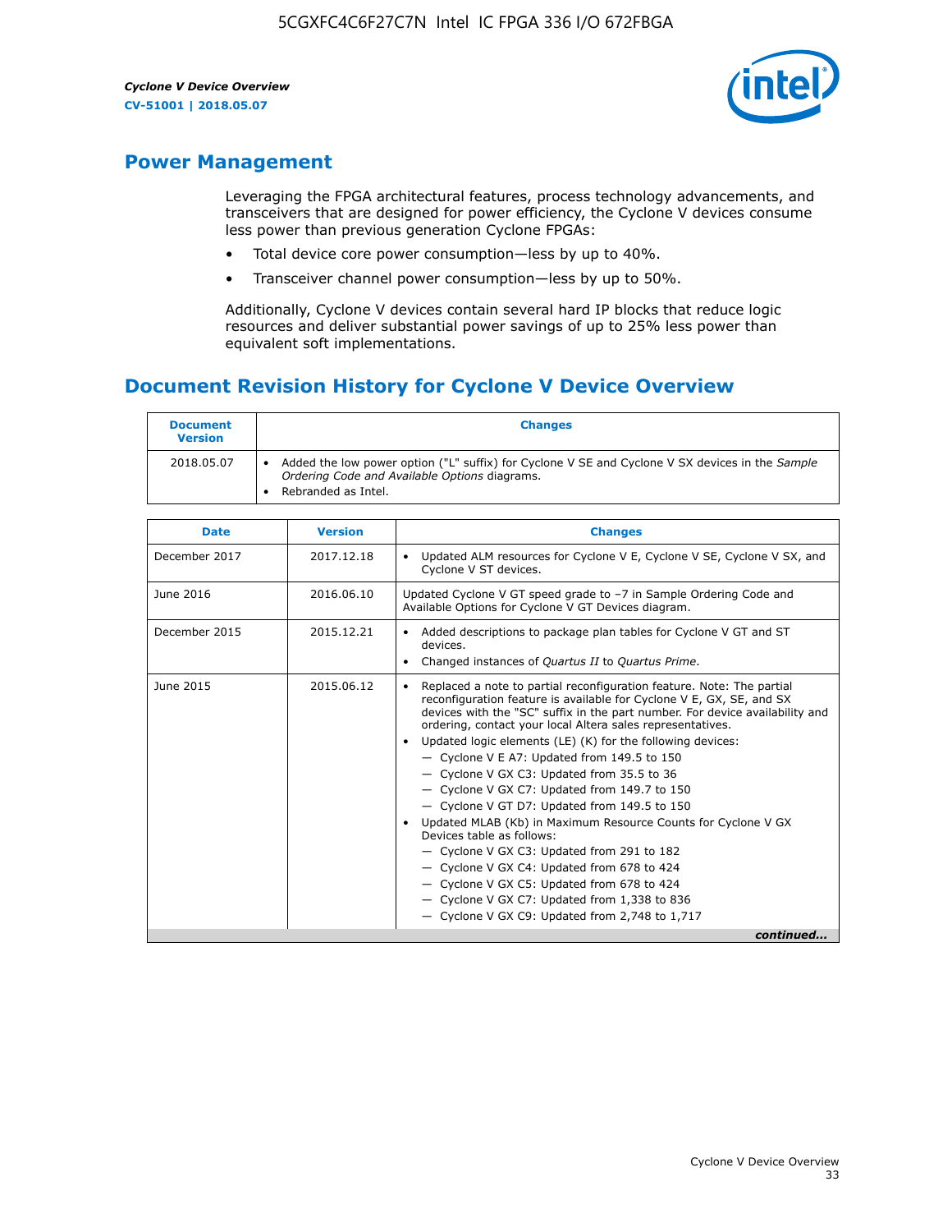## Power Management

Leveraging the FPGA architectural features, process technology advancements, and transceivers that are designed for power efficiency, the Cyclone V devices consume less power than previous generation Cyclone FPGAs:

- Total device core power consumption—less by up to 40%.
- Transceiver channel power consumption—less by up to 50%.

Additionally, Cyclone V devices contain several hard IP blocks that reduce logic resources and deliver substantial power savings of up to 25% less power than equivalent soft implementations.

## Document Revision History for Cyclone V Device Overview

| Document Version | Changes |
| --- | --- |
| 2018.05.07 | • Added the low power option ("L" suffix) for Cyclone V SE and Cyclone V SX devices in the *Sample Ordering Code and Available Options* diagrams.<br>• Rebranded as Intel. |

| Date | Version | Changes |
| --- | --- | --- |
| December 2017 | 2017.12.18 | • Updated ALM resources for Cyclone V E, Cyclone V SE, Cyclone V SX, and Cyclone V ST devices. |
| June 2016 | 2016.06.10 | Updated Cyclone V GT speed grade to −7 in Sample Ordering Code and Available Options for Cyclone V GT Devices diagram. |
| December 2015 | 2015.12.21 | • Added descriptions to package plan tables for Cyclone V GT and ST devices.<br>• Changed instances of *Quartus II* to *Quartus Prime*. |
| June 2015 | 2015.06.12 | • Replaced a note to partial reconfiguration feature. Note: The partial reconfiguration feature is available for Cyclone V E, GX, SE, and SX devices with the "SC" suffix in the part number. For device availability and ordering, contact your local Altera sales representatives.<br>• Updated logic elements (LE) (K) for the following devices:<br>— Cyclone V E A7: Updated from 149.5 to 150<br>— Cyclone V GX C3: Updated from 35.5 to 36<br>— Cyclone V GX C7: Updated from 149.7 to 150<br>— Cyclone V GT D7: Updated from 149.5 to 150<br>• Updated MLAB (Kb) in Maximum Resource Counts for Cyclone V GX Devices table as follows:<br>— Cyclone V GX C3: Updated from 291 to 182<br>— Cyclone V GX C4: Updated from 678 to 424<br>— Cyclone V GX C5: Updated from 678 to 424<br>— Cyclone V GX C7: Updated from 1,338 to 836<br>— Cyclone V GX C9: Updated from 2,748 to 1,717 |

*continued...*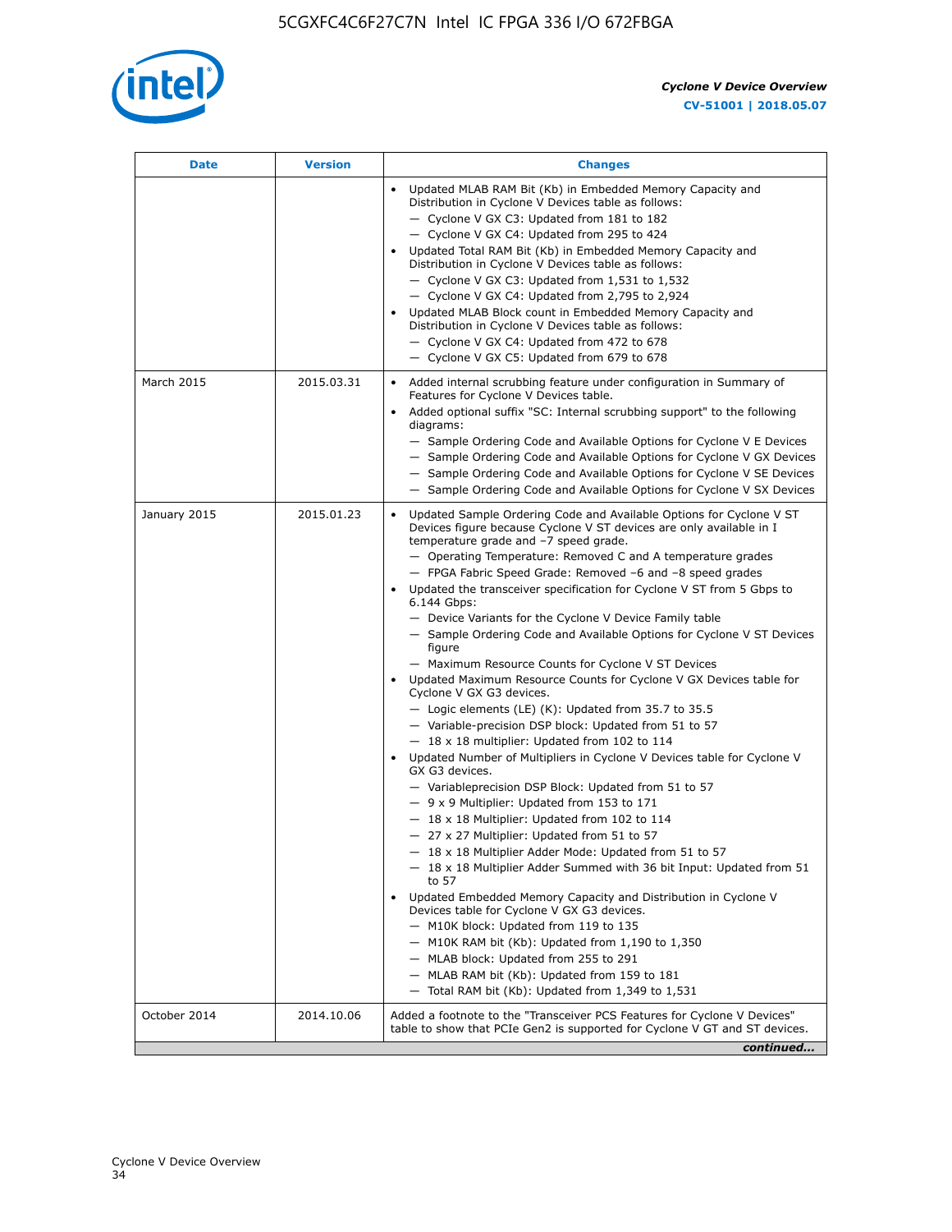| Date | Version | Changes |
| --- | --- | --- |
| | | • Updated MLAB RAM Bit (Kb) in Embedded Memory Capacity and Distribution in Cyclone V Devices table as follows:<br>— Cyclone V GX C3: Updated from 181 to 182<br>— Cyclone V GX C4: Updated from 295 to 424<br>• Updated Total RAM Bit (Kb) in Embedded Memory Capacity and Distribution in Cyclone V Devices table as follows:<br>— Cyclone V GX C3: Updated from 1,531 to 1,532<br>— Cyclone V GX C4: Updated from 2,795 to 2,924<br>• Updated MLAB Block count in Embedded Memory Capacity and Distribution in Cyclone V Devices table as follows:<br>— Cyclone V GX C4: Updated from 472 to 678<br>— Cyclone V GX C5: Updated from 679 to 678 |
| March 2015 | 2015.03.31 | • Added internal scrubbing feature under configuration in Summary of Features for Cyclone V Devices table.<br>• Added optional suffix "SC: Internal scrubbing support" to the following diagrams:<br>— Sample Ordering Code and Available Options for Cyclone V E Devices<br>— Sample Ordering Code and Available Options for Cyclone V GX Devices<br>— Sample Ordering Code and Available Options for Cyclone V SE Devices<br>— Sample Ordering Code and Available Options for Cyclone V SX Devices |
| January 2015 | 2015.01.23 | • Updated Sample Ordering Code and Available Options for Cyclone V ST Devices figure because Cyclone V ST devices are only available in I temperature grade and –7 speed grade.<br>— Operating Temperature: Removed C and A temperature grades<br>— FPGA Fabric Speed Grade: Removed –6 and –8 speed grades<br>• Updated the transceiver specification for Cyclone V ST from 5 Gbps to 6.144 Gbps:<br>— Device Variants for the Cyclone V Device Family table<br>— Sample Ordering Code and Available Options for Cyclone V ST Devices figure<br>— Maximum Resource Counts for Cyclone V ST Devices<br>• Updated Maximum Resource Counts for Cyclone V GX Devices table for Cyclone V GX G3 devices.<br>— Logic elements (LE) (K): Updated from 35.7 to 35.5<br>— Variable-precision DSP block: Updated from 51 to 57<br>— 18 x 18 multiplier: Updated from 102 to 114<br>• Updated Number of Multipliers in Cyclone V Devices table for Cyclone V GX G3 devices.<br>— Variableprecision DSP Block: Updated from 51 to 57<br>— 9 x 9 Multiplier: Updated from 153 to 171<br>— 18 x 18 Multiplier: Updated from 102 to 114<br>— 27 x 27 Multiplier: Updated from 51 to 57<br>— 18 x 18 Multiplier Adder Mode: Updated from 51 to 57<br>— 18 x 18 Multiplier Adder Summed with 36 bit Input: Updated from 51 to 57<br>• Updated Embedded Memory Capacity and Distribution in Cyclone V Devices table for Cyclone V GX G3 devices.<br>— M10K block: Updated from 119 to 135<br>— M10K RAM bit (Kb): Updated from 1,190 to 1,350<br>— MLAB block: Updated from 255 to 291<br>— MLAB RAM bit (Kb): Updated from 159 to 181<br>— Total RAM bit (Kb): Updated from 1,349 to 1,531 |
| October 2014 | 2014.10.06 | Added a footnote to the "Transceiver PCS Features for Cyclone V Devices" table to show that PCIe Gen2 is supported for Cyclone V GT and ST devices. |

*continued...*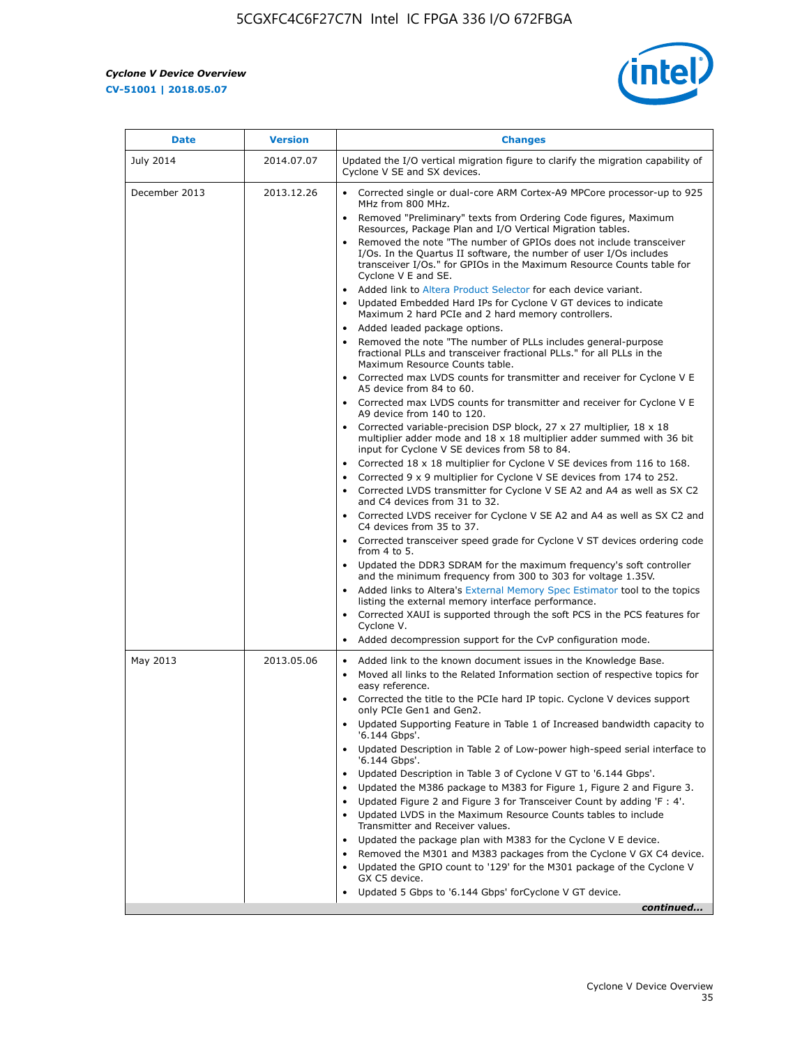| Date | Version | Changes |
| --- | --- | --- |
| July 2014 | 2014.07.07 | Updated the I/O vertical migration figure to clarify the migration capability of Cyclone V SE and SX devices. |
| December 2013 | 2013.12.26 | • Corrected single or dual-core ARM Cortex-A9 MPCore processor-up to 925 MHz from 800 MHz.<br>• Removed "Preliminary" texts from Ordering Code figures, Maximum Resources, Package Plan and I/O Vertical Migration tables.<br>• Removed the note "The number of GPIOs does not include transceiver I/Os. In the Quartus II software, the number of user I/Os includes transceiver I/Os." for GPIOs in the Maximum Resource Counts table for Cyclone V E and SE.<br>• Added link to Altera Product Selector for each device variant.<br>• Updated Embedded Hard IPs for Cyclone V GT devices to indicate Maximum 2 hard PCIe and 2 hard memory controllers.<br>• Added leaded package options.<br>• Removed the note "The number of PLLs includes general-purpose fractional PLLs and transceiver fractional PLLs." for all PLLs in the Maximum Resource Counts table.<br>• Corrected max LVDS counts for transmitter and receiver for Cyclone V E A5 device from 84 to 60.<br>• Corrected max LVDS counts for transmitter and receiver for Cyclone V E A9 device from 140 to 120.<br>• Corrected variable-precision DSP block, 27 x 27 multiplier, 18 x 18 multiplier adder mode and 18 x 18 multiplier adder summed with 36 bit input for Cyclone V SE devices from 58 to 84.<br>• Corrected 18 x 18 multiplier for Cyclone V SE devices from 116 to 168.<br>• Corrected 9 x 9 multiplier for Cyclone V SE devices from 174 to 252.<br>• Corrected LVDS transmitter for Cyclone V SE A2 and A4 as well as SX C2 and C4 devices from 31 to 32.<br>• Corrected LVDS receiver for Cyclone V SE A2 and A4 as well as SX C2 and C4 devices from 35 to 37.<br>• Corrected transceiver speed grade for Cyclone V ST devices ordering code from 4 to 5.<br>• Updated the DDR3 SDRAM for the maximum frequency's soft controller and the minimum frequency from 300 to 303 for voltage 1.35V.<br>• Added links to Altera's External Memory Spec Estimator tool to the topics listing the external memory interface performance.<br>• Corrected XAUI is supported through the soft PCS in the PCS features for Cyclone V.<br>• Added decompression support for the CvP configuration mode. |
| May 2013 | 2013.05.06 | • Added link to the known document issues in the Knowledge Base.<br>• Moved all links to the Related Information section of respective topics for easy reference.<br>• Corrected the title to the PCIe hard IP topic. Cyclone V devices support only PCIe Gen1 and Gen2.<br>• Updated Supporting Feature in Table 1 of Increased bandwidth capacity to '6.144 Gbps'.<br>• Updated Description in Table 2 of Low-power high-speed serial interface to '6.144 Gbps'.<br>• Updated Description in Table 3 of Cyclone V GT to '6.144 Gbps'.<br>• Updated the M386 package to M383 for Figure 1, Figure 2 and Figure 3.<br>• Updated Figure 2 and Figure 3 for Transceiver Count by adding 'F : 4'.<br>• Updated LVDS in the Maximum Resource Counts tables to include Transmitter and Receiver values.<br>• Updated the package plan with M383 for the Cyclone V E device.<br>• Removed the M301 and M383 packages from the Cyclone V GX C4 device.<br>• Updated the GPIO count to '129' for the M301 package of the Cyclone V GX C5 device.<br>• Updated 5 Gbps to '6.144 Gbps' forCyclone V GT device. |

*continued...*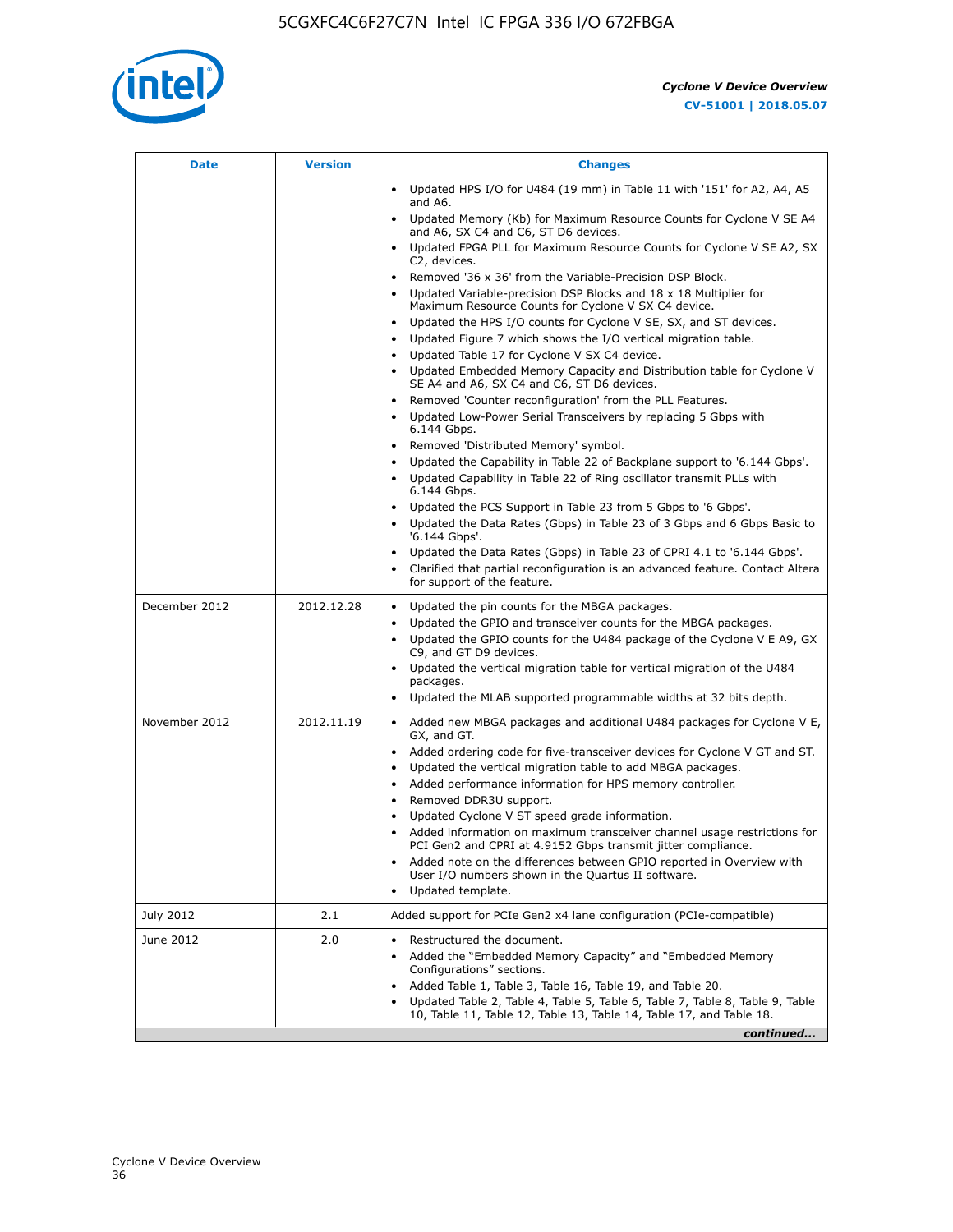| Date | Version | Changes |
| --- | --- | --- |
| | | • Updated HPS I/O for U484 (19 mm) in Table 11 with '151' for A2, A4, A5 and A6.<br>• Updated Memory (Kb) for Maximum Resource Counts for Cyclone V SE A4 and A6, SX C4 and C6, ST D6 devices.<br>• Updated FPGA PLL for Maximum Resource Counts for Cyclone V SE A2, SX C2, devices.<br>• Removed '36 x 36' from the Variable-Precision DSP Block.<br>• Updated Variable-precision DSP Blocks and 18 x 18 Multiplier for Maximum Resource Counts for Cyclone V SX C4 device.<br>• Updated the HPS I/O counts for Cyclone V SE, SX, and ST devices.<br>• Updated Figure 7 which shows the I/O vertical migration table.<br>• Updated Table 17 for Cyclone V SX C4 device.<br>• Updated Embedded Memory Capacity and Distribution table for Cyclone V SE A4 and A6, SX C4 and C6, ST D6 devices.<br>• Removed 'Counter reconfiguration' from the PLL Features.<br>• Updated Low-Power Serial Transceivers by replacing 5 Gbps with 6.144 Gbps.<br>• Removed 'Distributed Memory' symbol.<br>• Updated the Capability in Table 22 of Backplane support to '6.144 Gbps'.<br>• Updated Capability in Table 22 of Ring oscillator transmit PLLs with 6.144 Gbps.<br>• Updated the PCS Support in Table 23 from 5 Gbps to '6 Gbps'.<br>• Updated the Data Rates (Gbps) in Table 23 of 3 Gbps and 6 Gbps Basic to '6.144 Gbps'.<br>• Updated the Data Rates (Gbps) in Table 23 of CPRI 4.1 to '6.144 Gbps'.<br>• Clarified that partial reconfiguration is an advanced feature. Contact Altera for support of the feature. |
| December 2012 | 2012.12.28 | • Updated the pin counts for the MBGA packages.<br>• Updated the GPIO and transceiver counts for the MBGA packages.<br>• Updated the GPIO counts for the U484 package of the Cyclone V E A9, GX C9, and GT D9 devices.<br>• Updated the vertical migration table for vertical migration of the U484 packages.<br>• Updated the MLAB supported programmable widths at 32 bits depth. |
| November 2012 | 2012.11.19 | • Added new MBGA packages and additional U484 packages for Cyclone V E, GX, and GT.<br>• Added ordering code for five-transceiver devices for Cyclone V GT and ST.<br>• Updated the vertical migration table to add MBGA packages.<br>• Added performance information for HPS memory controller.<br>• Removed DDR3U support.<br>• Updated Cyclone V ST speed grade information.<br>• Added information on maximum transceiver channel usage restrictions for PCI Gen2 and CPRI at 4.9152 Gbps transmit jitter compliance.<br>• Added note on the differences between GPIO reported in Overview with User I/O numbers shown in the Quartus II software.<br>• Updated template. |
| July 2012 | 2.1 | Added support for PCIe Gen2 x4 lane configuration (PCIe-compatible) |
| June 2012 | 2.0 | • Restructured the document.<br>• Added the "Embedded Memory Capacity" and "Embedded Memory Configurations" sections.<br>• Added Table 1, Table 3, Table 16, Table 19, and Table 20.<br>• Updated Table 2, Table 4, Table 5, Table 6, Table 7, Table 8, Table 9, Table 10, Table 11, Table 12, Table 13, Table 14, Table 17, and Table 18. |

*continued...*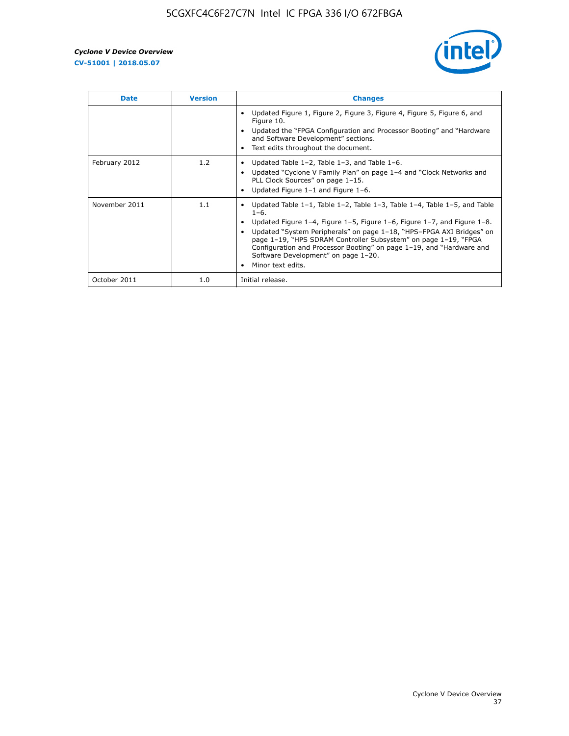| Date | Version | Changes |
| --- | --- | --- |
| | | • Updated Figure 1, Figure 2, Figure 3, Figure 4, Figure 5, Figure 6, and Figure 10.<br>• Updated the "FPGA Configuration and Processor Booting" and "Hardware and Software Development" sections.<br>• Text edits throughout the document. |
| February 2012 | 1.2 | • Updated Table 1–2, Table 1–3, and Table 1–6.<br>• Updated "Cyclone V Family Plan" on page 1–4 and "Clock Networks and PLL Clock Sources" on page 1–15.<br>• Updated Figure 1–1 and Figure 1–6. |
| November 2011 | 1.1 | • Updated Table 1–1, Table 1–2, Table 1–3, Table 1–4, Table 1–5, and Table 1–6.<br>• Updated Figure 1–4, Figure 1–5, Figure 1–6, Figure 1–7, and Figure 1–8.<br>• Updated "System Peripherals" on page 1–18, "HPS–FPGA AXI Bridges" on page 1–19, "HPS SDRAM Controller Subsystem" on page 1–19, "FPGA Configuration and Processor Booting" on page 1–19, and "Hardware and Software Development" on page 1–20.<br>• Minor text edits. |
| October 2011 | 1.0 | Initial release. |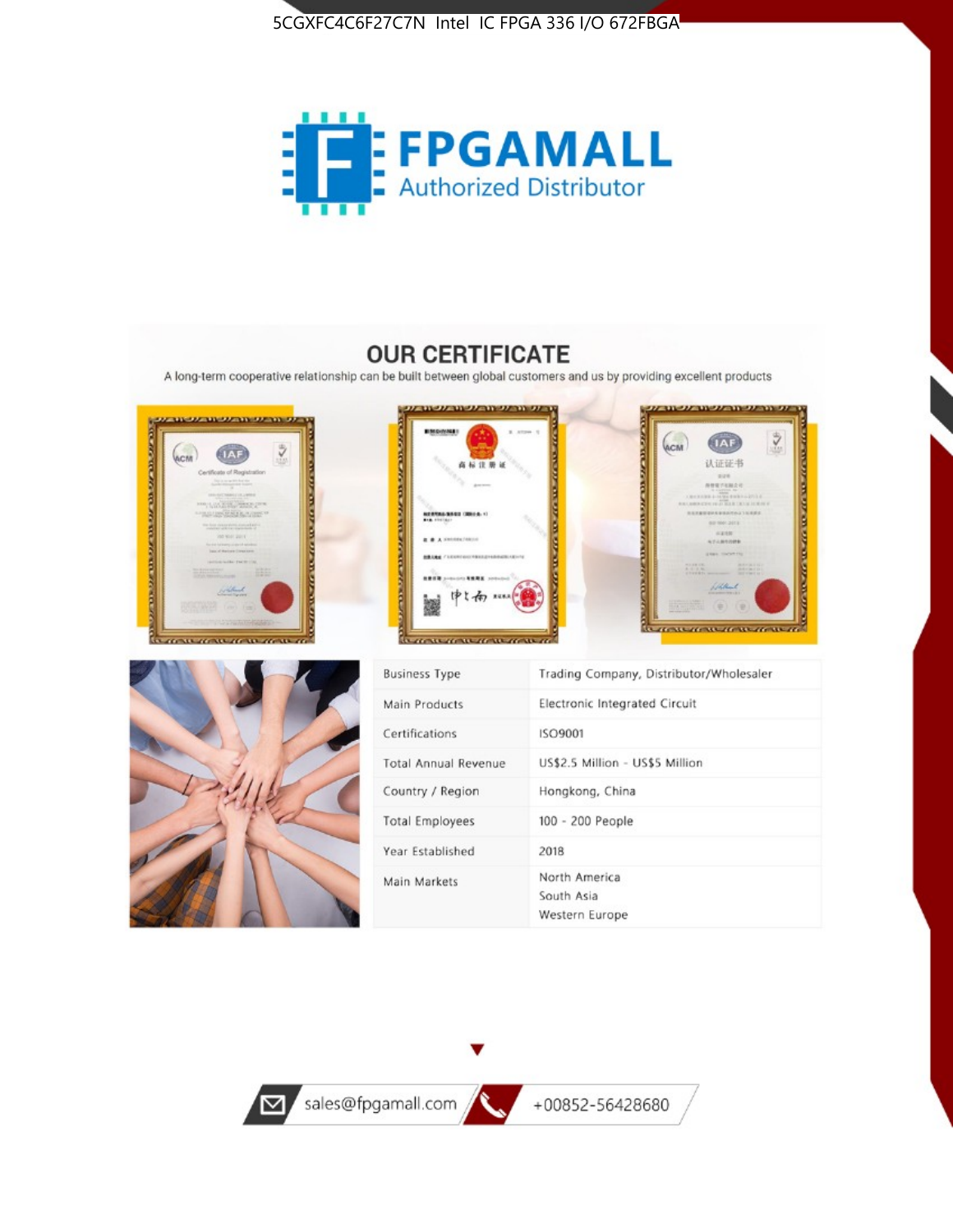FPGAMALL

Authorized Distributor

## OUR CERTIFICATE

A long-term cooperative relationship can be built between global customers and us by providing excellent products

| | |
|---|---|
| Business Type | Trading Company, Distributor/Wholesaler |
| Main Products | Electronic Integrated Circuit |
| Certifications | ISO9001 |
| Total Annual Revenue | US$2.5 Million - US$5 Million |
| Country / Region | Hongkong, China |
| Total Employees | 100 - 200 People |
| Year Established | 2018 |
| Main Markets | North America<br>South Asia<br>Western Europe |

sales@fpgamall.com

+00852-56428680